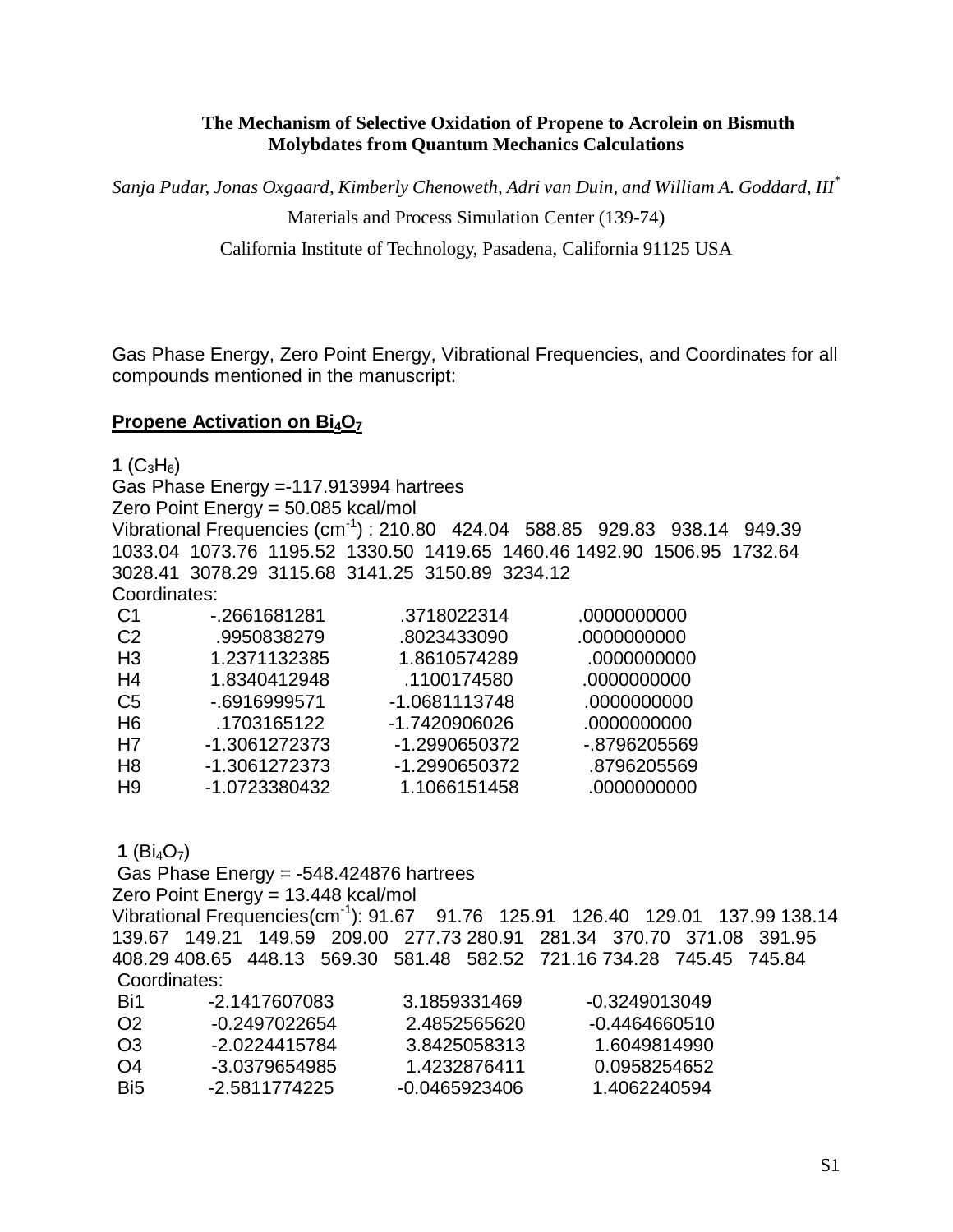# The Mechanism of Selective Oxidation of Propene to Acrolein on Bismuth Molybdates from Quantum Mechanics Calculations

*Sanja Pudar, Jonas Oxgaard, Kimberly Chenoweth, Adri van Duin, and William A. Goddard, III[*]*

Materials and Process Simulation Center (139-74)

California Institute of Technology, Pasadena, California 91125 USA

Gas Phase Energy, Zero Point Energy, Vibrational Frequencies, and Coordinates for all compounds mentioned in the manuscript:

## Propene Activation on $Bi_4O_7$

**1** ($C_3H_6$)
Gas Phase Energy =-117.913994 hartrees
Zero Point Energy = 50.085 kcal/mol
Vibrational Frequencies ($cm^{-1}$) : 210.80 424.04 588.85 929.83 938.14 949.39 1033.04 1073.76 1195.52 1330.50 1419.65 1460.46 1492.90 1506.95 1732.64 3028.41 3078.29 3115.68 3141.25 3150.89 3234.12
Coordinates:

| | | | |
|---|---|---|---|
| C1 | -.2661681281 | .3718022314 | .0000000000 |
| C2 | .9950838279 | .8023433090 | .0000000000 |
| H3 | 1.2371132385 | 1.8610574289 | .0000000000 |
| H4 | 1.8340412948 | .1100174580 | .0000000000 |
| C5 | -.6916999571 | -1.0681113748 | .0000000000 |
| H6 | .1703165122 | -1.7420906026 | .0000000000 |
| H7 | -1.3061272373 | -1.2990650372 | -.8796205569 |
| H8 | -1.3061272373 | -1.2990650372 | .8796205569 |
| H9 | -1.0723380432 | 1.1066151458 | .0000000000 |

**1** ($Bi_4O_7$)
Gas Phase Energy = -548.424876 hartrees
Zero Point Energy = 13.448 kcal/mol
Vibrational Frequencies($cm^{-1}$): 91.67 91.76 125.91 126.40 129.01 137.99 138.14 139.67 149.21 149.59 209.00 277.73 280.91 281.34 370.70 371.08 391.95 408.29 408.65 448.13 569.30 581.48 582.52 721.16 734.28 745.45 745.84
Coordinates:

| | | | |
|---|---|---|---|
| Bi1 | -2.1417607083 | 3.1859331469 | -0.3249013049 |
| O2 | -0.2497022654 | 2.4852565620 | -0.4464660510 |
| O3 | -2.0224415784 | 3.8425058313 | 1.6049814990 |
| O4 | -3.0379654985 | 1.4232876411 | 0.0958254652 |
| Bi5 | -2.5811774225 | -0.0465923406 | 1.4062240594 |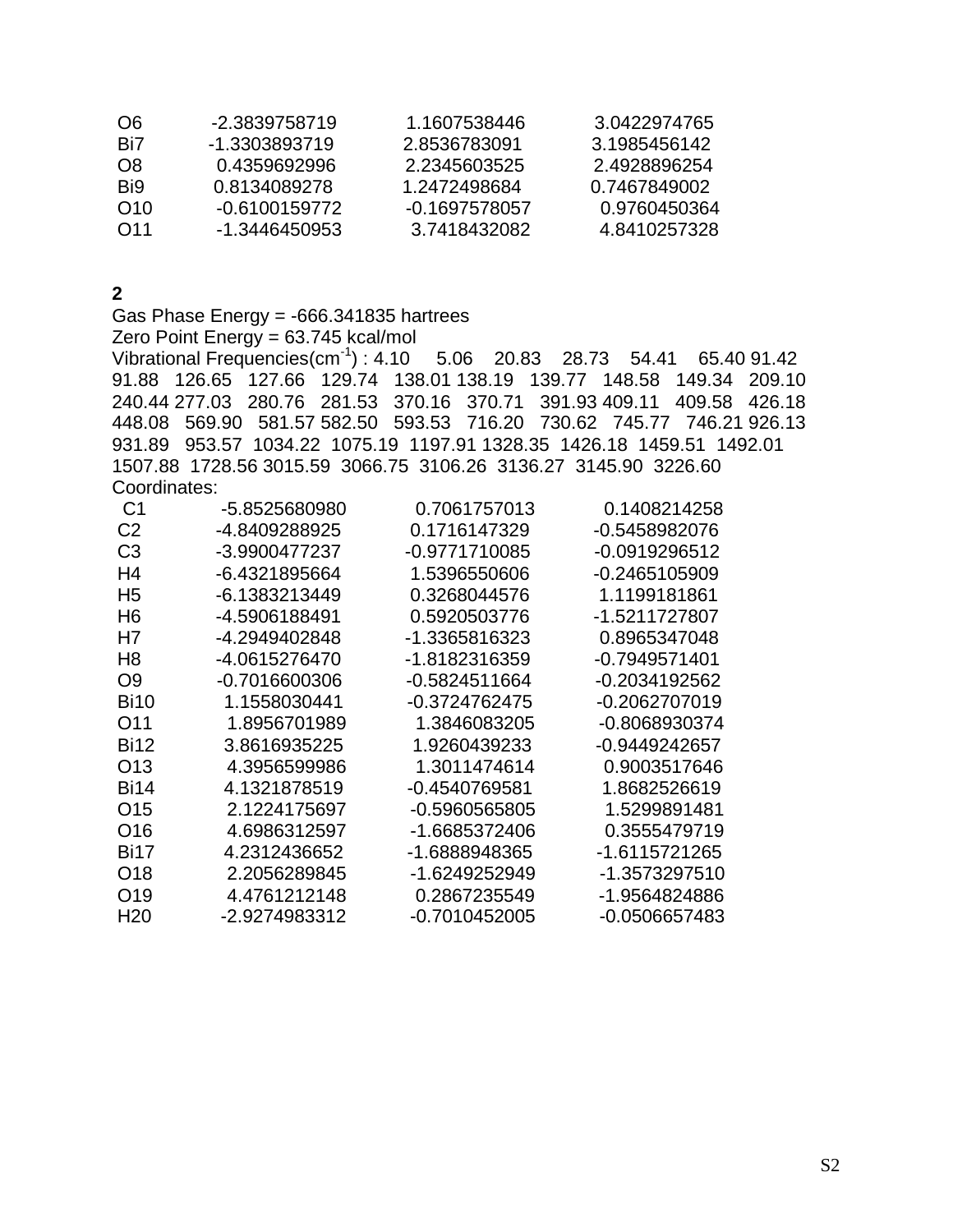| | | | |
|---|---|---|---|
| O6 | -2.3839758719 | 1.1607538446 | 3.0422974765 |
| Bi7 | -1.3303893719 | 2.8536783091 | 3.1985456142 |
| O8 | 0.4359692996 | 2.2345603525 | 2.4928896254 |
| Bi9 | 0.8134089278 | 1.2472498684 | 0.7467849002 |
| O10 | -0.6100159772 | -0.1697578057 | 0.9760450364 |
| O11 | -1.3446450953 | 3.7418432082 | 4.8410257328 |

**2**

Gas Phase Energy = -666.341835 hartrees

Zero Point Energy = 63.745 kcal/mol

Vibrational Frequencies($cm^{-1}$) : 4.10 5.06 20.83 28.73 54.41 65.40 91.42 91.88 126.65 127.66 129.74 138.01 138.19 139.77 148.58 149.34 209.10 240.44 277.03 280.76 281.53 370.16 370.71 391.93 409.11 409.58 426.18 448.08 569.90 581.57 582.50 593.53 716.20 730.62 745.77 746.21 926.13 931.89 953.57 1034.22 1075.19 1197.91 1328.35 1426.18 1459.51 1492.01 1507.88 1728.56 3015.59 3066.75 3106.26 3136.27 3145.90 3226.60

Coordinates:

| | | | |
|---|---|---|---|
| C1 | -5.8525680980 | 0.7061757013 | 0.1408214258 |
| C2 | -4.8409288925 | 0.1716147329 | -0.5458982076 |
| C3 | -3.9900477237 | -0.9771710085 | -0.0919296512 |
| H4 | -6.4321895664 | 1.5396550606 | -0.2465105909 |
| H5 | -6.1383213449 | 0.3268044576 | 1.1199181861 |
| H6 | -4.5906188491 | 0.5920503776 | -1.5211727807 |
| H7 | -4.2949402848 | -1.3365816323 | 0.8965347048 |
| H8 | -4.0615276470 | -1.8182316359 | -0.7949571401 |
| O9 | -0.7016600306 | -0.5824511664 | -0.2034192562 |
| Bi10 | 1.1558030441 | -0.3724762475 | -0.2062707019 |
| O11 | 1.8956701989 | 1.3846083205 | -0.8068930374 |
| Bi12 | 3.8616935225 | 1.9260439233 | -0.9449242657 |
| O13 | 4.3956599986 | 1.3011474614 | 0.9003517646 |
| Bi14 | 4.1321878519 | -0.4540769581 | 1.8682526619 |
| O15 | 2.1224175697 | -0.5960565805 | 1.5299891481 |
| O16 | 4.6986312597 | -1.6685372406 | 0.3555479719 |
| Bi17 | 4.2312436652 | -1.6888948365 | -1.6115721265 |
| O18 | 2.2056289845 | -1.6249252949 | -1.3573297510 |
| O19 | 4.4761212148 | 0.2867235549 | -1.9564824886 |
| H20 | -2.9274983312 | -0.7010452005 | -0.0506657483 |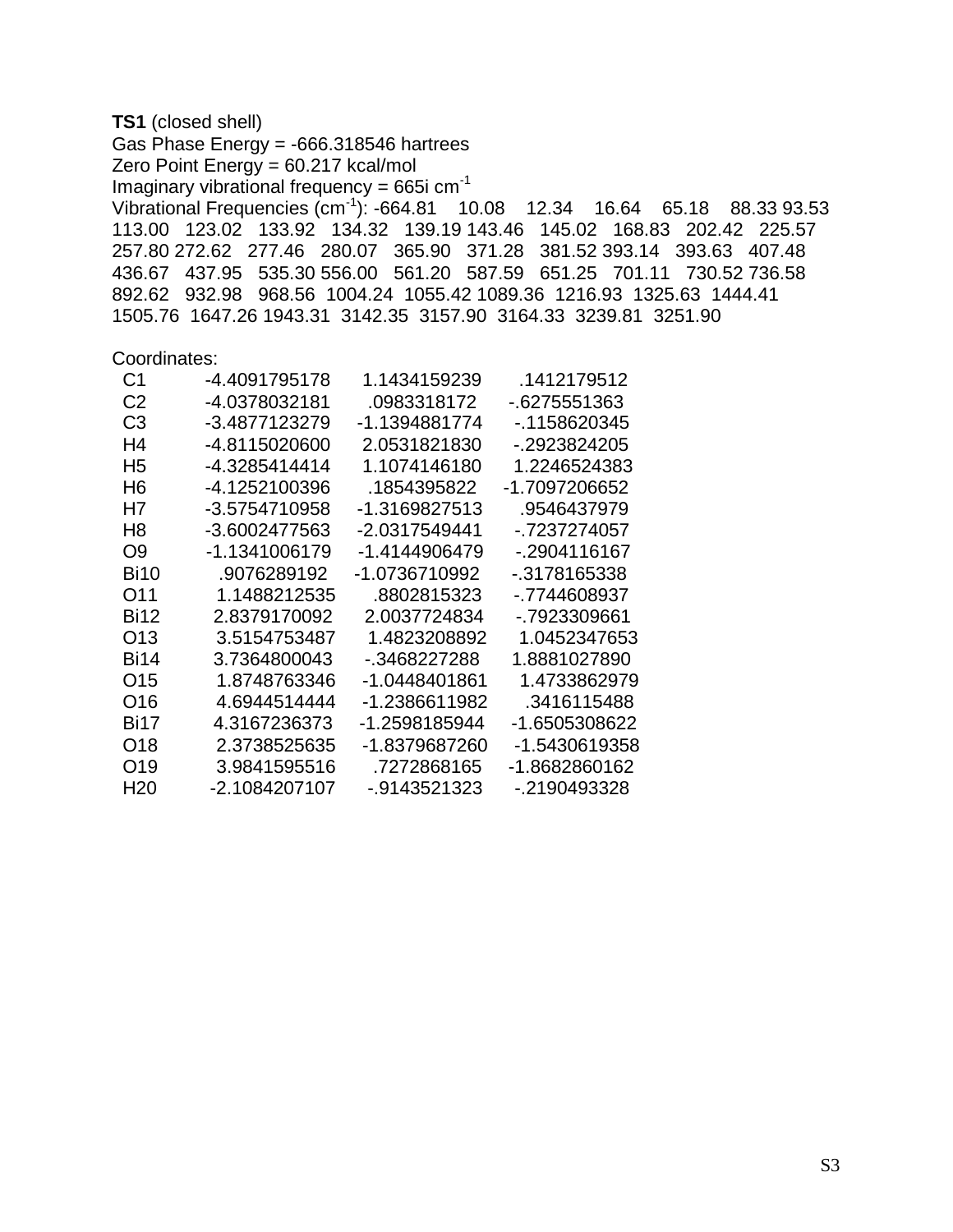**TS1** (closed shell)
Gas Phase Energy = -666.318546 hartrees
Zero Point Energy = 60.217 kcal/mol
Imaginary vibrational frequency = 665i $cm^{-1}$
Vibrational Frequencies ($cm^{-1}$): -664.81 10.08 12.34 16.64 65.18 88.33 93.53 113.00 123.02 133.92 134.32 139.19 143.46 145.02 168.83 202.42 225.57 257.80 272.62 277.46 280.07 365.90 371.28 381.52 393.14 393.63 407.48 436.67 437.95 535.30 556.00 561.20 587.59 651.25 701.11 730.52 736.58 892.62 932.98 968.56 1004.24 1055.42 1089.36 1216.93 1325.63 1444.41 1505.76 1647.26 1943.31 3142.35 3157.90 3164.33 3239.81 3251.90

Coordinates:

| Atom | x | y | z |
|---|---|---|---|
| C1 | -4.4091795178 | 1.1434159239 | .1412179512 |
| C2 | -4.0378032181 | .0983318172 | -.6275551363 |
| C3 | -3.4877123279 | -1.1394881774 | -.1158620345 |
| H4 | -4.8115020600 | 2.0531821830 | -.2923824205 |
| H5 | -4.3285414414 | 1.1074146180 | 1.2246524383 |
| H6 | -4.1252100396 | .1854395822 | -1.7097206652 |
| H7 | -3.5754710958 | -1.3169827513 | .9546437979 |
| H8 | -3.6002477563 | -2.0317549441 | -.7237274057 |
| O9 | -1.1341006179 | -1.4144906479 | -.2904116167 |
| Bi10 | .9076289192 | -1.0736710992 | -.3178165338 |
| O11 | 1.1488212535 | .8802815323 | -.7744608937 |
| Bi12 | 2.8379170092 | 2.0037724834 | -.7923309661 |
| O13 | 3.5154753487 | 1.4823208892 | 1.0452347653 |
| Bi14 | 3.7364800043 | -.3468227288 | 1.8881027890 |
| O15 | 1.8748763346 | -1.0448401861 | 1.4733862979 |
| O16 | 4.6944514444 | -1.2386611982 | .3416115488 |
| Bi17 | 4.3167236373 | -1.2598185944 | -1.6505308622 |
| O18 | 2.3738525635 | -1.8379687260 | -1.5430619358 |
| O19 | 3.9841595516 | .7272868165 | -1.8682860162 |
| H20 | -2.1084207107 | -.9143521323 | -.2190493328 |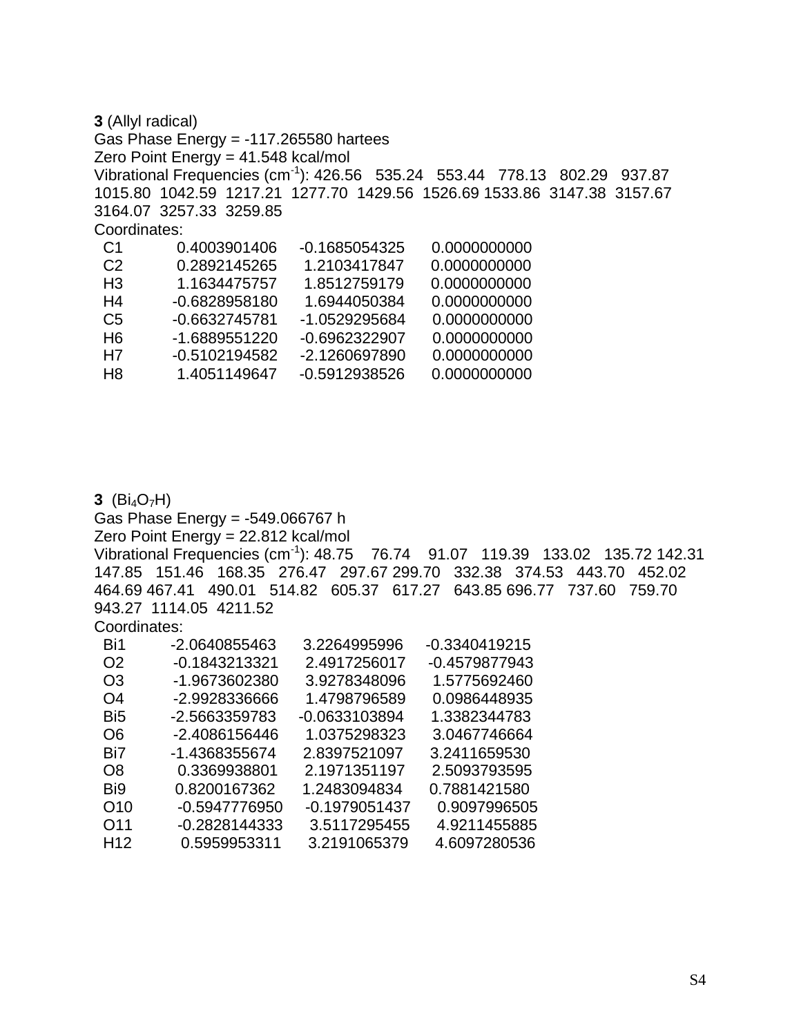**3** (Allyl radical)

Gas Phase Energy = -117.265580 hartees

Zero Point Energy = 41.548 kcal/mol

Vibrational Frequencies ($cm^{-1}$): 426.56 535.24 553.44 778.13 802.29 937.87 1015.80 1042.59 1217.21 1277.70 1429.56 1526.69 1533.86 3147.38 3157.67 3164.07 3257.33 3259.85

Coordinates:

| | | | |
|---|---|---|---|
| C1 | 0.4003901406 | -0.1685054325 | 0.0000000000 |
| C2 | 0.2892145265 | 1.2103417847 | 0.0000000000 |
| H3 | 1.1634475757 | 1.8512759179 | 0.0000000000 |
| H4 | -0.6828958180 | 1.6944050384 | 0.0000000000 |
| C5 | -0.6632745781 | -1.0529295684 | 0.0000000000 |
| H6 | -1.6889551220 | -0.6962322907 | 0.0000000000 |
| H7 | -0.5102194582 | -2.1260697890 | 0.0000000000 |
| H8 | 1.4051149647 | -0.5912938526 | 0.0000000000 |

**3** ($Bi_4O_7H$)

Gas Phase Energy = -549.066767 h

Zero Point Energy = 22.812 kcal/mol

Vibrational Frequencies ($cm^{-1}$): 48.75 76.74 91.07 119.39 133.02 135.72 142.31 147.85 151.46 168.35 276.47 297.67 299.70 332.38 374.53 443.70 452.02 464.69 467.41 490.01 514.82 605.37 617.27 643.85 696.77 737.60 759.70 943.27 1114.05 4211.52

Coordinates:

| | | | |
|---|---|---|---|
| Bi1 | -2.0640855463 | 3.2264995996 | -0.3340419215 |
| O2 | -0.1843213321 | 2.4917256017 | -0.4579877943 |
| O3 | -1.9673602380 | 3.9278348096 | 1.5775692460 |
| O4 | -2.9928336666 | 1.4798796589 | 0.0986448935 |
| Bi5 | -2.5663359783 | -0.0633103894 | 1.3382344783 |
| O6 | -2.4086156446 | 1.0375298323 | 3.0467746664 |
| Bi7 | -1.4368355674 | 2.8397521097 | 3.2411659530 |
| O8 | 0.3369938801 | 2.1971351197 | 2.5093793595 |
| Bi9 | 0.8200167362 | 1.2483094834 | 0.7881421580 |
| O10 | -0.5947776950 | -0.1979051437 | 0.9097996505 |
| O11 | -0.2828144333 | 3.5117295455 | 4.9211455885 |
| H12 | 0.5959953311 | 3.2191065379 | 4.6097280536 |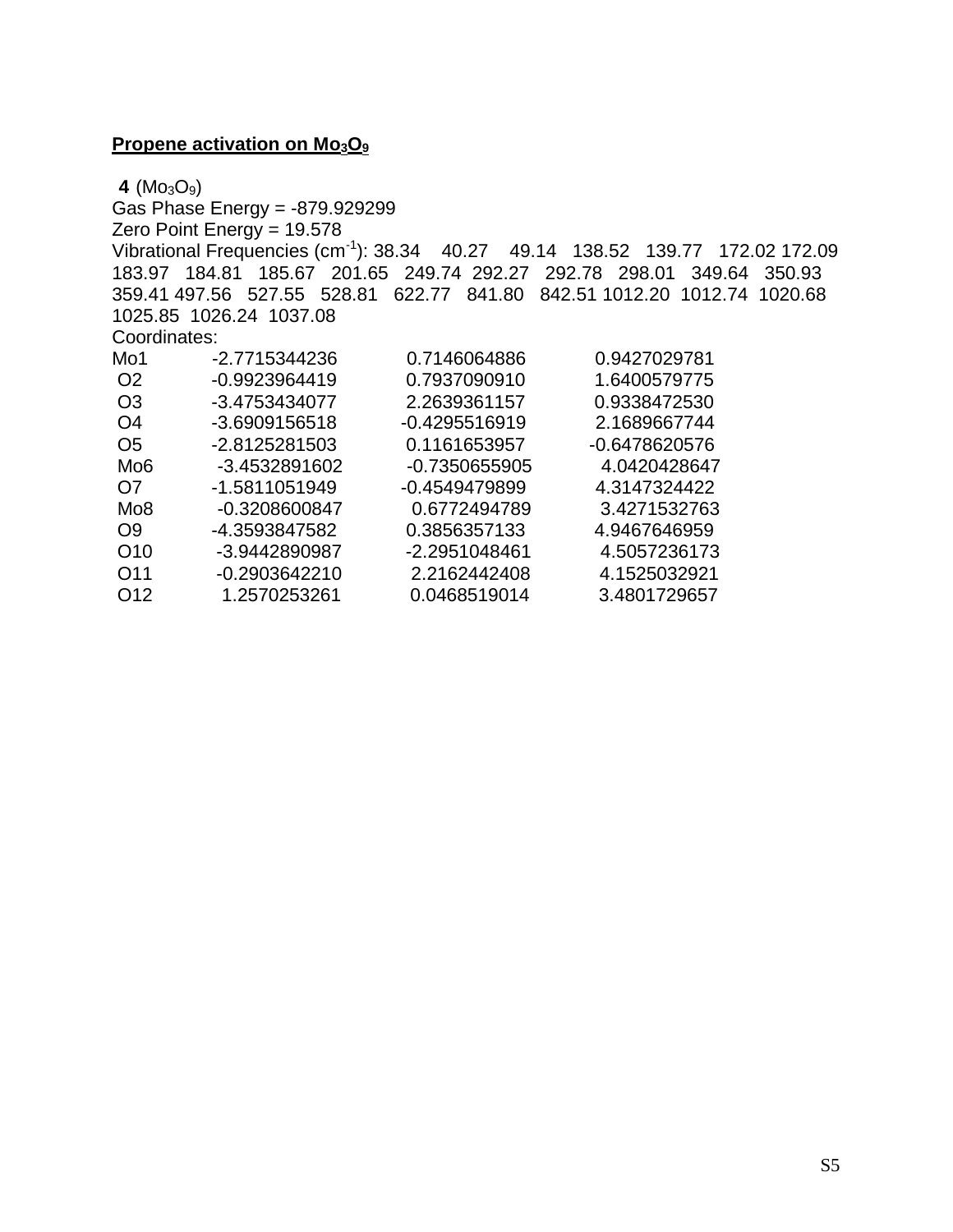**Propene activation on $Mo_3O_9$**

**4** ($Mo_3O_9$)
Gas Phase Energy = -879.929299
Zero Point Energy = 19.578
Vibrational Frequencies ($cm^{-1}$): 38.34 40.27 49.14 138.52 139.77 172.02 172.09 183.97 184.81 185.67 201.65 249.74 292.27 292.78 298.01 349.64 350.93 359.41 497.56 527.55 528.81 622.77 841.80 842.51 1012.20 1012.74 1020.68 1025.85 1026.24 1037.08
Coordinates:

| | | | |
|---|---|---|---|
| Mo1 | -2.7715344236 | 0.7146064886 | 0.9427029781 |
| O2 | -0.9923964419 | 0.7937090910 | 1.6400579775 |
| O3 | -3.4753434077 | 2.2639361157 | 0.9338472530 |
| O4 | -3.6909156518 | -0.4295516919 | 2.1689667744 |
| O5 | -2.8125281503 | 0.1161653957 | -0.6478620576 |
| Mo6 | -3.4532891602 | -0.7350655905 | 4.0420428647 |
| O7 | -1.5811051949 | -0.4549479899 | 4.3147324422 |
| Mo8 | -0.3208600847 | 0.6772494789 | 3.4271532763 |
| O9 | -4.3593847582 | 0.3856357133 | 4.9467646959 |
| O10 | -3.9442890987 | -2.2951048461 | 4.5057236173 |
| O11 | -0.2903642210 | 2.2162442408 | 4.1525032921 |
| O12 | 1.2570253261 | 0.0468519014 | 3.4801729657 |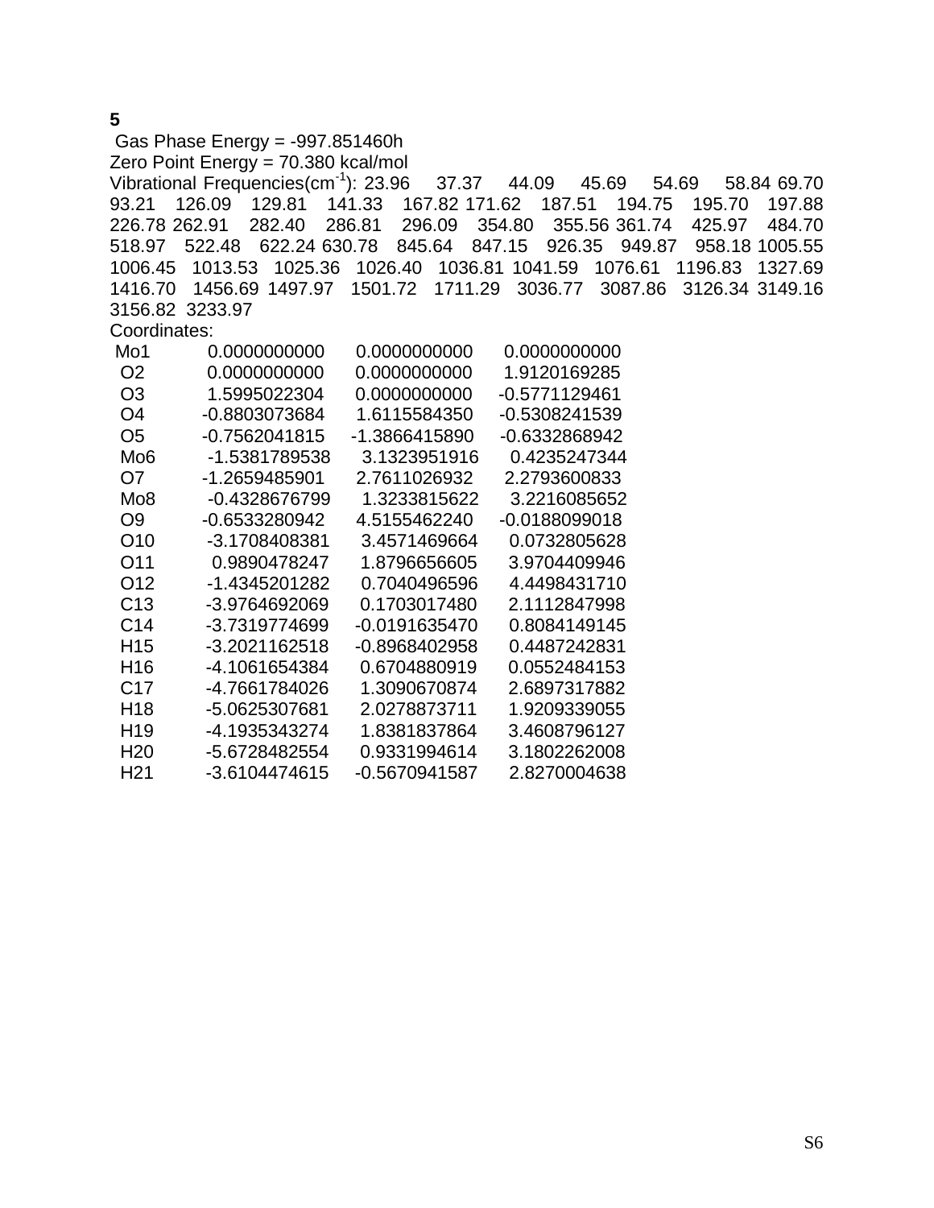**5**

Gas Phase Energy = -997.851460h

Zero Point Energy = 70.380 kcal/mol

Vibrational Frequencies($cm^{-1}$): 23.96 37.37 44.09 45.69 54.69 58.84 69.70 93.21 126.09 129.81 141.33 167.82 171.62 187.51 194.75 195.70 197.88 226.78 262.91 282.40 286.81 296.09 354.80 355.56 361.74 425.97 484.70 518.97 522.48 622.24 630.78 845.64 847.15 926.35 949.87 958.18 1005.55 1006.45 1013.53 1025.36 1026.40 1036.81 1041.59 1076.61 1196.83 1327.69 1416.70 1456.69 1497.97 1501.72 1711.29 3036.77 3087.86 3126.34 3149.16 3156.82 3233.97

Coordinates:

| Atom | X | Y | Z |
|---|---|---|---|
| Mo1 | 0.0000000000 | 0.0000000000 | 0.0000000000 |
| O2 | 0.0000000000 | 0.0000000000 | 1.9120169285 |
| O3 | 1.5995022304 | 0.0000000000 | -0.5771129461 |
| O4 | -0.8803073684 | 1.6115584350 | -0.5308241539 |
| O5 | -0.7562041815 | -1.3866415890 | -0.6332868942 |
| Mo6 | -1.5381789538 | 3.1323951916 | 0.4235247344 |
| O7 | -1.2659485901 | 2.7611026932 | 2.2793600833 |
| Mo8 | -0.4328676799 | 1.3233815622 | 3.2216085652 |
| O9 | -0.6533280942 | 4.5155462240 | -0.0188099018 |
| O10 | -3.1708408381 | 3.4571469664 | 0.0732805628 |
| O11 | 0.9890478247 | 1.8796656605 | 3.9704409946 |
| O12 | -1.4345201282 | 0.7040496596 | 4.4498431710 |
| C13 | -3.9764692069 | 0.1703017480 | 2.1112847998 |
| C14 | -3.7319774699 | -0.0191635470 | 0.8084149145 |
| H15 | -3.2021162518 | -0.8968402958 | 0.4487242831 |
| H16 | -4.1061654384 | 0.6704880919 | 0.0552484153 |
| C17 | -4.7661784026 | 1.3090670874 | 2.6897317882 |
| H18 | -5.0625307681 | 2.0278873711 | 1.9209339055 |
| H19 | -4.1935343274 | 1.8381837864 | 3.4608796127 |
| H20 | -5.6728482554 | 0.9331994614 | 3.1802262008 |
| H21 | -3.6104474615 | -0.5670941587 | 2.8270004638 |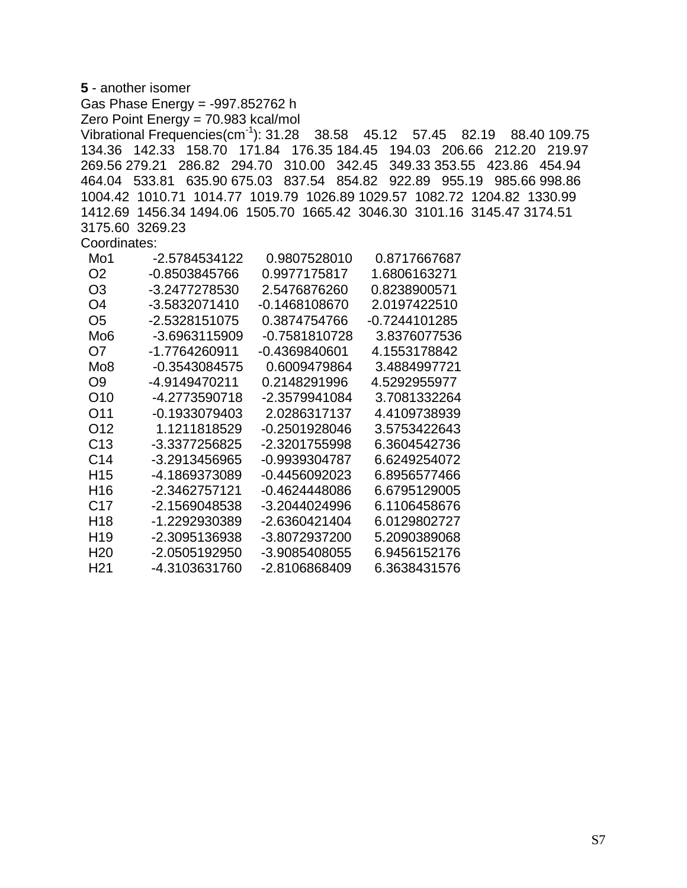**5** - another isomer

Gas Phase Energy = -997.852762 h

Zero Point Energy = 70.983 kcal/mol

Vibrational Frequencies($cm^{-1}$): 31.28 38.58 45.12 57.45 82.19 88.40 109.75 134.36 142.33 158.70 171.84 176.35 184.45 194.03 206.66 212.20 219.97 269.56 279.21 286.82 294.70 310.00 342.45 349.33 353.55 423.86 454.94 464.04 533.81 635.90 675.03 837.54 854.82 922.89 955.19 985.66 998.86 1004.42 1010.71 1014.77 1019.79 1026.89 1029.57 1082.72 1204.82 1330.99 1412.69 1456.34 1494.06 1505.70 1665.42 3046.30 3101.16 3145.47 3174.51 3175.60 3269.23

Coordinates:

```
Mo1   -2.5784534122    0.9807528010    0.8717667687
O2    -0.8503845766    0.9977175817    1.6806163271
O3    -3.2477278530    2.5476876260    0.8238900571
O4    -3.5832071410   -0.1468108670    2.0197422510
O5    -2.5328151075    0.3874754766   -0.7244101285
Mo6   -3.6963115909   -0.7581810728    3.8376077536
O7    -1.7764260911   -0.4369840601    4.1553178842
Mo8   -0.3543084575    0.6009479864    3.4884997721
O9    -4.9149470211    0.2148291996    4.5292955977
O10   -4.2773590718   -2.3579941084    3.7081332264
O11   -0.1933079403    2.0286317137    4.4109738939
O12    1.1211818529   -0.2501928046    3.5753422643
C13   -3.3377256825   -2.3201755998    6.3604542736
C14   -3.2913456965   -0.9939304787    6.6249254072
H15   -4.1869373089   -0.4456092023    6.8956577466
H16   -2.3462757121   -0.4624448086    6.6795129005
C17   -2.1569048538   -3.2044024996    6.1106458676
H18   -1.2292930389   -2.6360421404    6.0129802727
H19   -2.3095136938   -3.8072937200    5.2090389068
H20   -2.0505192950   -3.9085408055    6.9456152176
H21   -4.3103631760   -2.8106868409    6.3638431576
```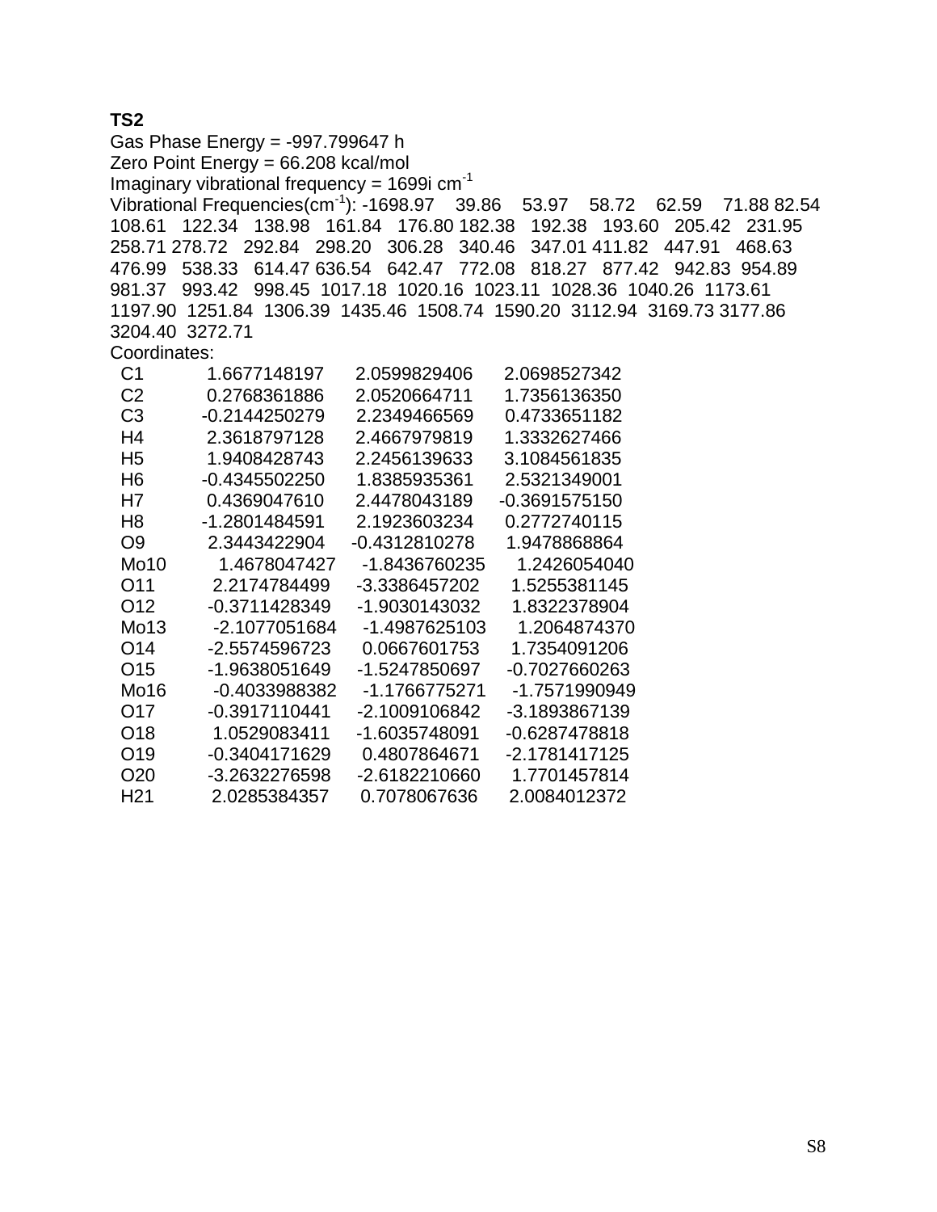**TS2**

Gas Phase Energy = -997.799647 h

Zero Point Energy = 66.208 kcal/mol

Imaginary vibrational frequency = 1699i $cm^{-1}$

Vibrational Frequencies($cm^{-1}$): -1698.97 39.86 53.97 58.72 62.59 71.88 82.54 108.61 122.34 138.98 161.84 176.80 182.38 192.38 193.60 205.42 231.95 258.71 278.72 292.84 298.20 306.28 340.46 347.01 411.82 447.91 468.63 476.99 538.33 614.47 636.54 642.47 772.08 818.27 877.42 942.83 954.89 981.37 993.42 998.45 1017.18 1020.16 1023.11 1028.36 1040.26 1173.61 1197.90 1251.84 1306.39 1435.46 1508.74 1590.20 3112.94 3169.73 3177.86 3204.40 3272.71

Coordinates:

```
C1     1.6677148197    2.0599829406    2.0698527342
C2     0.2768361886    2.0520664711    1.7356136350
C3    -0.2144250279    2.2349466569    0.4733651182
H4     2.3618797128    2.4667979819    1.3332627466
H5     1.9408428743    2.2456139633    3.1084561835
H6    -0.4345502250    1.8385935361    2.5321349001
H7     0.4369047610    2.4478043189   -0.3691575150
H8    -1.2801484591    2.1923603234    0.2772740115
O9     2.3443422904   -0.4312810278    1.9478868864
Mo10   1.4678047427   -1.8436760235    1.2426054040
O11    2.2174784499   -3.3386457202    1.5255381145
O12   -0.3711428349   -1.9030143032    1.8322378904
Mo13  -2.1077051684   -1.4987625103    1.2064874370
O14   -2.5574596723    0.0667601753    1.7354091206
O15   -1.9638051649   -1.5247850697   -0.7027660263
Mo16  -0.4033988382   -1.1766775271   -1.7571990949
O17   -0.3917110441   -2.1009106842   -3.1893867139
O18    1.0529083411   -1.6035748091   -0.6287478818
O19   -0.3404171629    0.4807864671   -2.1781417125
O20   -3.2632276598   -2.6182210660    1.7701457814
H21    2.0285384357    0.7078067636    2.0084012372
```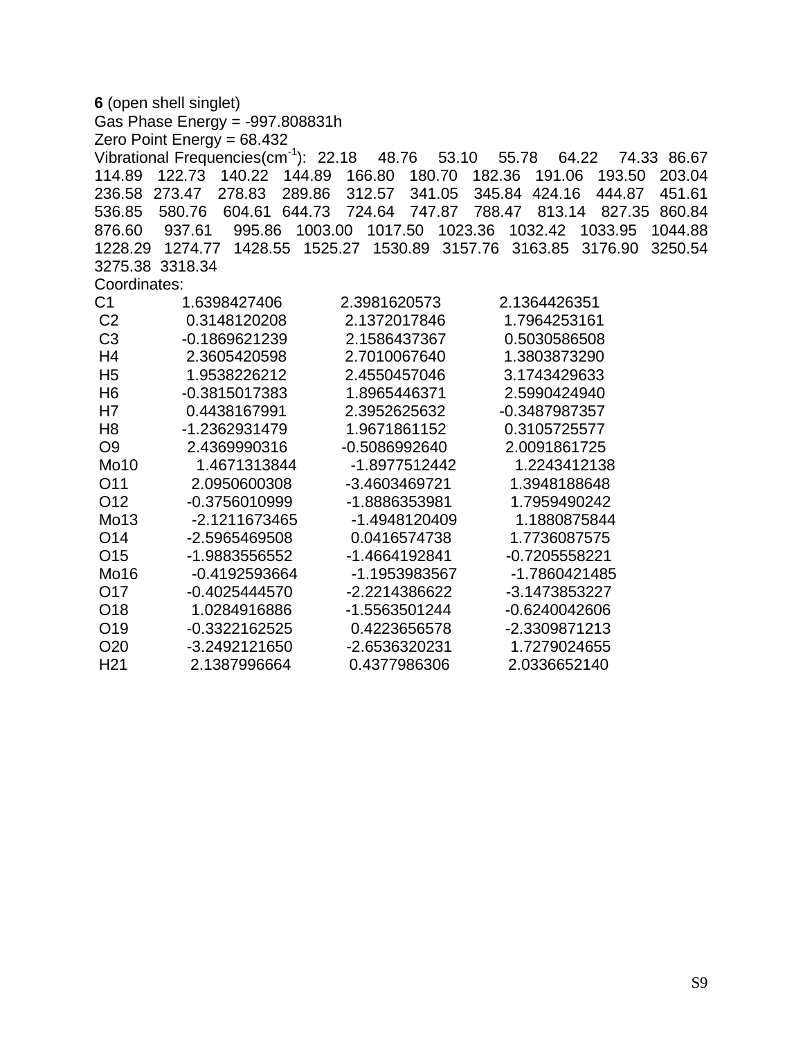**6** (open shell singlet)
Gas Phase Energy = -997.808831h
Zero Point Energy = 68.432
Vibrational Frequencies($cm^{-1}$): 22.18 48.76 53.10 55.78 64.22 74.33 86.67 114.89 122.73 140.22 144.89 166.80 180.70 182.36 191.06 193.50 203.04 236.58 273.47 278.83 289.86 312.57 341.05 345.84 424.16 444.87 451.61 536.85 580.76 604.61 644.73 724.64 747.87 788.47 813.14 827.35 860.84 876.60 937.61 995.86 1003.00 1017.50 1023.36 1032.42 1033.95 1044.88 1228.29 1274.77 1428.55 1525.27 1530.89 3157.76 3163.85 3176.90 3250.54 3275.38 3318.34
Coordinates:

| | | | |
|---|---|---|---|
| C1 | 1.6398427406 | 2.3981620573 | 2.1364426351 |
| C2 | 0.3148120208 | 2.1372017846 | 1.7964253161 |
| C3 | -0.1869621239 | 2.1586437367 | 0.5030586508 |
| H4 | 2.3605420598 | 2.7010067640 | 1.3803873290 |
| H5 | 1.9538226212 | 2.4550457046 | 3.1743429633 |
| H6 | -0.3815017383 | 1.8965446371 | 2.5990424940 |
| H7 | 0.4438167991 | 2.3952625632 | -0.3487987357 |
| H8 | -1.2362931479 | 1.9671861152 | 0.3105725577 |
| O9 | 2.4369990316 | -0.5086992640 | 2.0091861725 |
| Mo10 | 1.4671313844 | -1.8977512442 | 1.2243412138 |
| O11 | 2.0950600308 | -3.4603469721 | 1.3948188648 |
| O12 | -0.3756010999 | -1.8886353981 | 1.7959490242 |
| Mo13 | -2.1211673465 | -1.4948120409 | 1.1880875844 |
| O14 | -2.5965469508 | 0.0416574738 | 1.7736087575 |
| O15 | -1.9883556552 | -1.4664192841 | -0.7205558221 |
| Mo16 | -0.4192593664 | -1.1953983567 | -1.7860421485 |
| O17 | -0.4025444570 | -2.2214386622 | -3.1473853227 |
| O18 | 1.0284916886 | -1.5563501244 | -0.6240042606 |
| O19 | -0.3322162525 | 0.4223656578 | -2.3309871213 |
| O20 | -3.2492121650 | -2.6536320231 | 1.7279024655 |
| H21 | 2.1387996664 | 0.4377986306 | 2.0336652140 |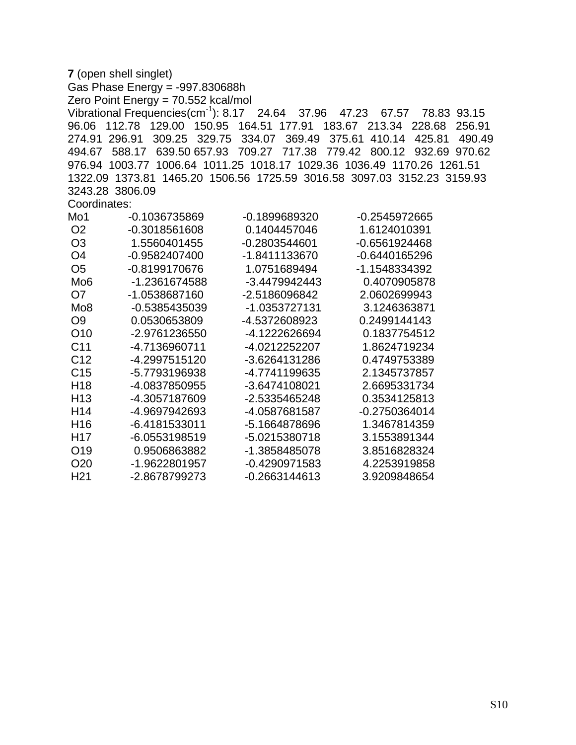**7** (open shell singlet)

Gas Phase Energy = -997.830688h

Zero Point Energy = 70.552 kcal/mol

Vibrational Frequencies(cm$^{-1}$): 8.17 24.64 37.96 47.23 67.57 78.83 93.15 96.06 112.78 129.00 150.95 164.51 177.91 183.67 213.34 228.68 256.91 274.91 296.91 309.25 329.75 334.07 369.49 375.61 410.14 425.81 490.49 494.67 588.17 639.50 657.93 709.27 717.38 779.42 800.12 932.69 970.62 976.94 1003.77 1006.64 1011.25 1018.17 1029.36 1036.49 1170.26 1261.51 1322.09 1373.81 1465.20 1506.56 1725.59 3016.58 3097.03 3152.23 3159.93 3243.28 3806.09

Coordinates:

| | | | |
|---|---|---|---|
| Mo1 | -0.1036735869 | -0.1899689320 | -0.2545972665 |
| O2 | -0.3018561608 | 0.1404457046 | 1.6124010391 |
| O3 | 1.5560401455 | -0.2803544601 | -0.6561924468 |
| O4 | -0.9582407400 | -1.8411133670 | -0.6440165296 |
| O5 | -0.8199170676 | 1.0751689494 | -1.1548334392 |
| Mo6 | -1.2361674588 | -3.4479942443 | 0.4070905878 |
| O7 | -1.0538687160 | -2.5186096842 | 2.0602699943 |
| Mo8 | -0.5385435039 | -1.0353727131 | 3.1246363871 |
| O9 | 0.0530653809 | -4.5372608923 | 0.2499144143 |
| O10 | -2.9761236550 | -4.1222626694 | 0.1837754512 |
| C11 | -4.7136960711 | -4.0212252207 | 1.8624719234 |
| C12 | -4.2997515120 | -3.6264131286 | 0.4749753389 |
| C15 | -5.7793196938 | -4.7741199635 | 2.1345737857 |
| H18 | -4.0837850955 | -3.6474108021 | 2.6695331734 |
| H13 | -4.3057187609 | -2.5335465248 | 0.3534125813 |
| H14 | -4.9697942693 | -4.0587681587 | -0.2750364014 |
| H16 | -6.4181533011 | -5.1664878696 | 1.3467814359 |
| H17 | -6.0553198519 | -5.0215380718 | 3.1553891344 |
| O19 | 0.9506863882 | -1.3858485078 | 3.8516828324 |
| O20 | -1.9622801957 | -0.4290971583 | 4.2253919858 |
| H21 | -2.8678799273 | -0.2663144613 | 3.9209848654 |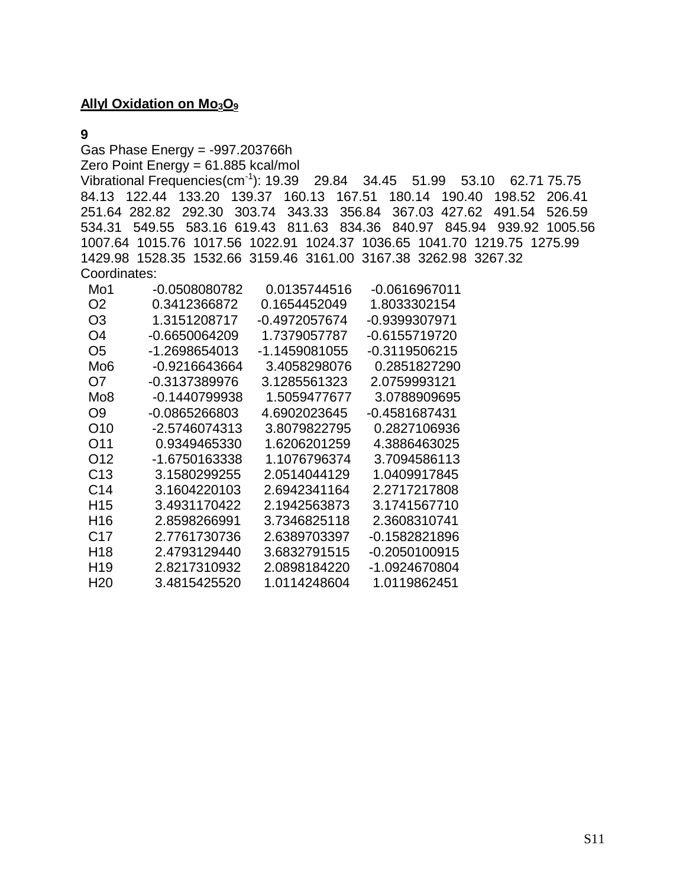## Allyl Oxidation on $Mo_3O_9$

**9**

Gas Phase Energy = -997.203766h

Zero Point Energy = 61.885 kcal/mol

Vibrational Frequencies(cm$^{-1}$): 19.39 29.84 34.45 51.99 53.10 62.71 75.75 84.13 122.44 133.20 139.37 160.13 167.51 180.14 190.40 198.52 206.41 251.64 282.82 292.30 303.74 343.33 356.84 367.03 427.62 491.54 526.59 534.31 549.55 583.16 619.43 811.63 834.36 840.97 845.94 939.92 1005.56 1007.64 1015.76 1017.56 1022.91 1024.37 1036.65 1041.70 1219.75 1275.99 1429.98 1528.35 1532.66 3159.46 3161.00 3167.38 3262.98 3267.32

Coordinates:

```
Mo1    -0.0508080782    0.0135744516   -0.0616967011
O2      0.3412366872    0.1654452049    1.8033302154
O3      1.3151208717   -0.4972057674   -0.9399307971
O4     -0.6650064209    1.7379057787   -0.6155719720
O5     -1.2698654013   -1.1459081055   -0.3119506215
Mo6    -0.9216643664    3.4058298076    0.2851827290
O7     -0.3137389976    3.1285561323    2.0759993121
Mo8    -0.1440799938    1.5059477677    3.0788909695
O9     -0.0865266803    4.6902023645   -0.4581687431
O10    -2.5746074313    3.8079822795    0.2827106936
O11     0.9349465330    1.6206201259    4.3886463025
O12    -1.6750163338    1.1076796374    3.7094586113
C13     3.1580299255    2.0514044129    1.0409917845
C14     3.1604220103    2.6942341164    2.2717217808
H15     3.4931170422    2.1942563873    3.1741567710
H16     2.8598266991    3.7346825118    2.3608310741
C17     2.7761730736    2.6389703397   -0.1582821896
H18     2.4793129440    3.6832791515   -0.2050100915
H19     2.8217310932    2.0898184220   -1.0924670804
H20     3.4815425520    1.0114248604    1.0119862451
```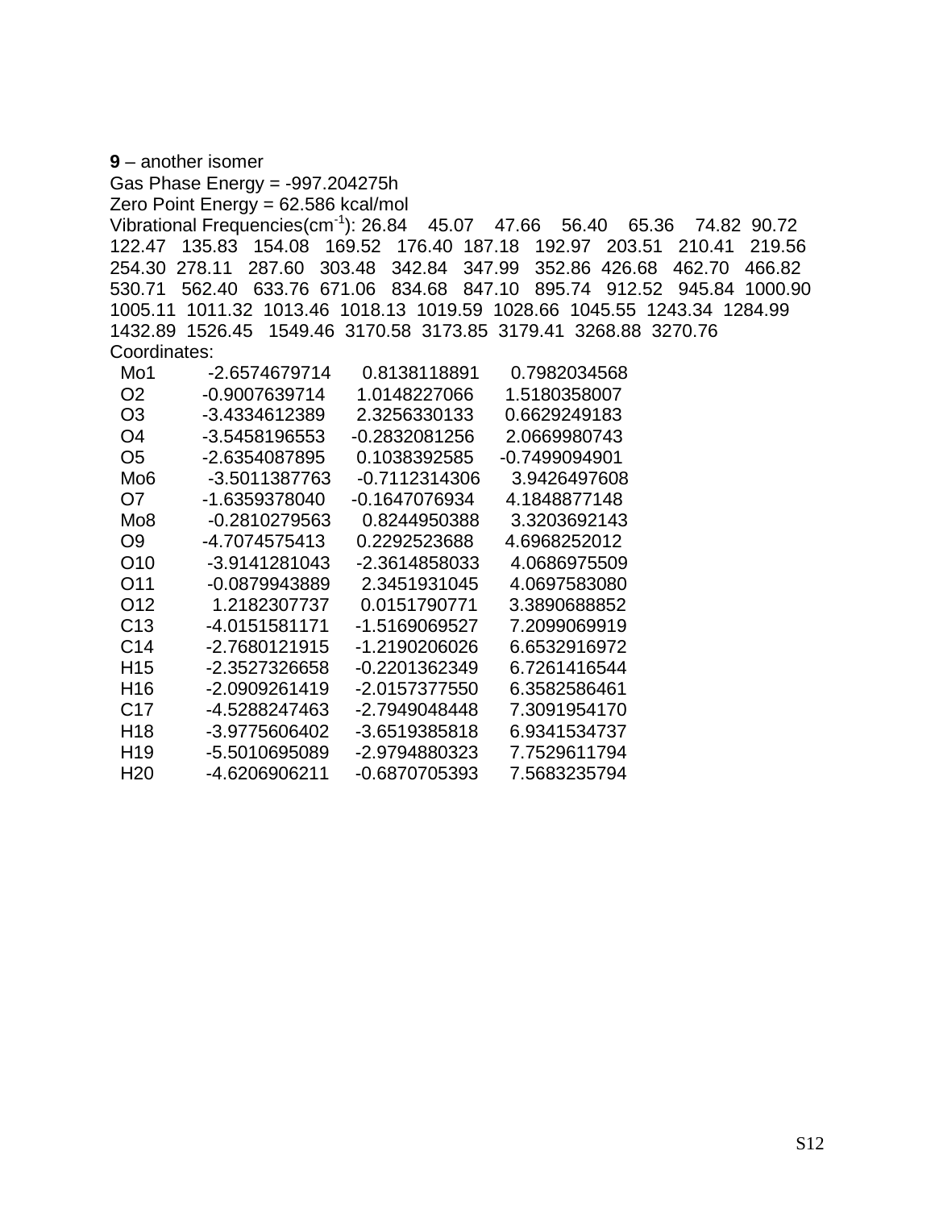**9** – another isomer

Gas Phase Energy = -997.204275h

Zero Point Energy = 62.586 kcal/mol

Vibrational Frequencies($cm^{-1}$): 26.84 45.07 47.66 56.40 65.36 74.82 90.72 122.47 135.83 154.08 169.52 176.40 187.18 192.97 203.51 210.41 219.56 254.30 278.11 287.60 303.48 342.84 347.99 352.86 426.68 462.70 466.82 530.71 562.40 633.76 671.06 834.68 847.10 895.74 912.52 945.84 1000.90 1005.11 1011.32 1013.46 1018.13 1019.59 1028.66 1045.55 1243.34 1284.99 1432.89 1526.45 1549.46 3170.58 3173.85 3179.41 3268.88 3270.76

Coordinates:

| | | | |
|---|---|---|---|
| Mo1 | -2.6574679714 | 0.8138118891 | 0.7982034568 |
| O2 | -0.9007639714 | 1.0148227066 | 1.5180358007 |
| O3 | -3.4334612389 | 2.3256330133 | 0.6629249183 |
| O4 | -3.5458196553 | -0.2832081256 | 2.0669980743 |
| O5 | -2.6354087895 | 0.1038392585 | -0.7499094901 |
| Mo6 | -3.5011387763 | -0.7112314306 | 3.9426497608 |
| O7 | -1.6359378040 | -0.1647076934 | 4.1848877148 |
| Mo8 | -0.2810279563 | 0.8244950388 | 3.3203692143 |
| O9 | -4.7074575413 | 0.2292523688 | 4.6968252012 |
| O10 | -3.9141281043 | -2.3614858033 | 4.0686975509 |
| O11 | -0.0879943889 | 2.3451931045 | 4.0697583080 |
| O12 | 1.2182307737 | 0.0151790771 | 3.3890688852 |
| C13 | -4.0151581171 | -1.5169069527 | 7.2099069919 |
| C14 | -2.7680121915 | -1.2190206026 | 6.6532916972 |
| H15 | -2.3527326658 | -0.2201362349 | 6.7261416544 |
| H16 | -2.0909261419 | -2.0157377550 | 6.3582586461 |
| C17 | -4.5288247463 | -2.7949048448 | 7.3091954170 |
| H18 | -3.9775606402 | -3.6519385818 | 6.9341534737 |
| H19 | -5.5010695089 | -2.9794880323 | 7.7529611794 |
| H20 | -4.6206906211 | -0.6870705393 | 7.5683235794 |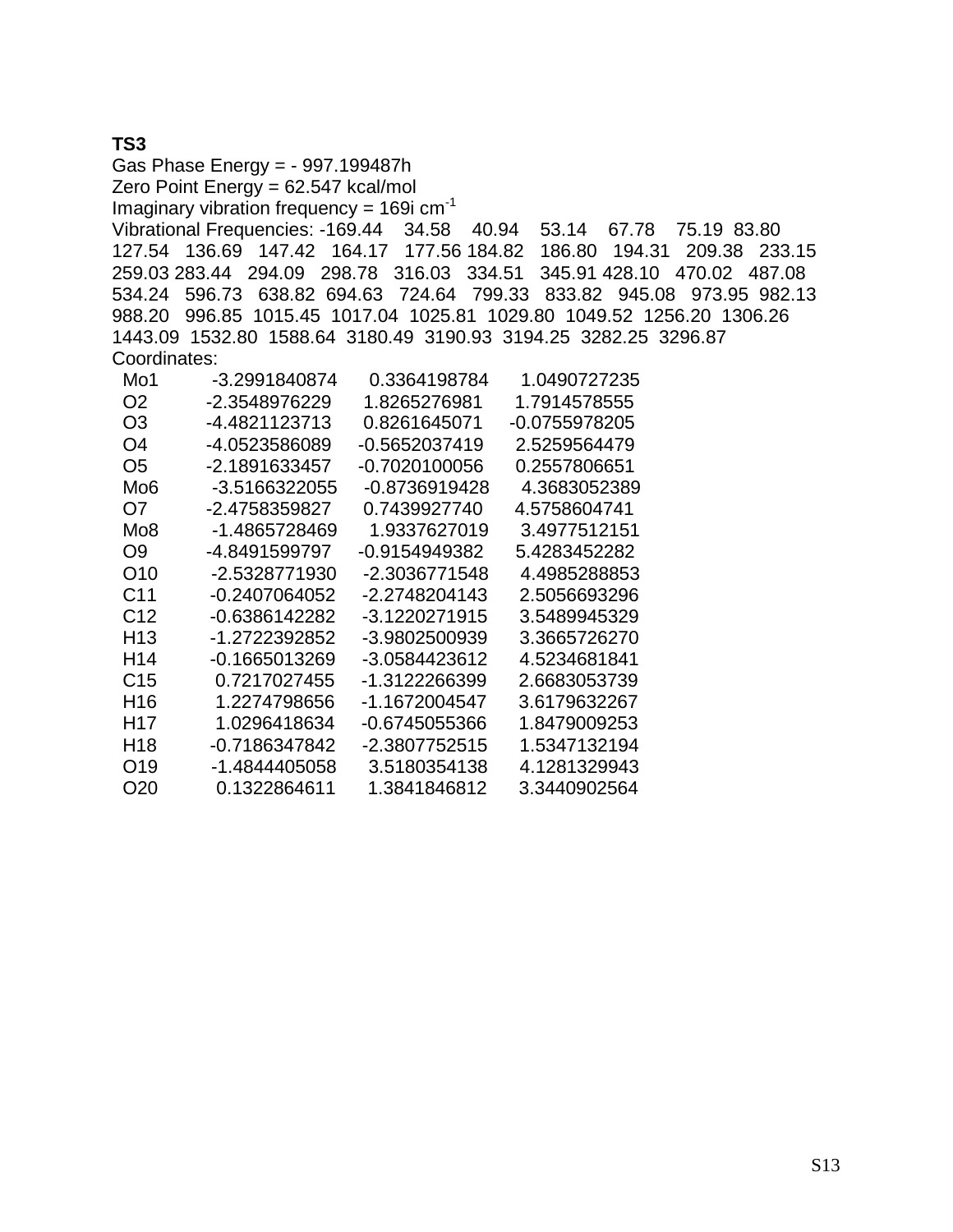**TS3**

Gas Phase Energy = - 997.199487h

Zero Point Energy = 62.547 kcal/mol

Imaginary vibration frequency = 169i $cm^{-1}$

Vibrational Frequencies: -169.44 34.58 40.94 53.14 67.78 75.19 83.80 127.54 136.69 147.42 164.17 177.56 184.82 186.80 194.31 209.38 233.15 259.03 283.44 294.09 298.78 316.03 334.51 345.91 428.10 470.02 487.08 534.24 596.73 638.82 694.63 724.64 799.33 833.82 945.08 973.95 982.13 988.20 996.85 1015.45 1017.04 1025.81 1029.80 1049.52 1256.20 1306.26 1443.09 1532.80 1588.64 3180.49 3190.93 3194.25 3282.25 3296.87

Coordinates:

| | | | |
|---|---|---|---|
| Mo1 | -3.2991840874 | 0.3364198784 | 1.0490727235 |
| O2 | -2.3548976229 | 1.8265276981 | 1.7914578555 |
| O3 | -4.4821123713 | 0.8261645071 | -0.0755978205 |
| O4 | -4.0523586089 | -0.5652037419 | 2.5259564479 |
| O5 | -2.1891633457 | -0.7020100056 | 0.2557806651 |
| Mo6 | -3.5166322055 | -0.8736919428 | 4.3683052389 |
| O7 | -2.4758359827 | 0.7439927740 | 4.5758604741 |
| Mo8 | -1.4865728469 | 1.9337627019 | 3.4977512151 |
| O9 | -4.8491599797 | -0.9154949382 | 5.4283452282 |
| O10 | -2.5328771930 | -2.3036771548 | 4.4985288853 |
| C11 | -0.2407064052 | -2.2748204143 | 2.5056693296 |
| C12 | -0.6386142282 | -3.1220271915 | 3.5489945329 |
| H13 | -1.2722392852 | -3.9802500939 | 3.3665726270 |
| H14 | -0.1665013269 | -3.0584423612 | 4.5234681841 |
| C15 | 0.7217027455 | -1.3122266399 | 2.6683053739 |
| H16 | 1.2274798656 | -1.1672004547 | 3.6179632267 |
| H17 | 1.0296418634 | -0.6745055366 | 1.8479009253 |
| H18 | -0.7186347842 | -2.3807752515 | 1.5347132194 |
| O19 | -1.4844405058 | 3.5180354138 | 4.1281329943 |
| O20 | 0.1322864611 | 1.3841846812 | 3.3440902564 |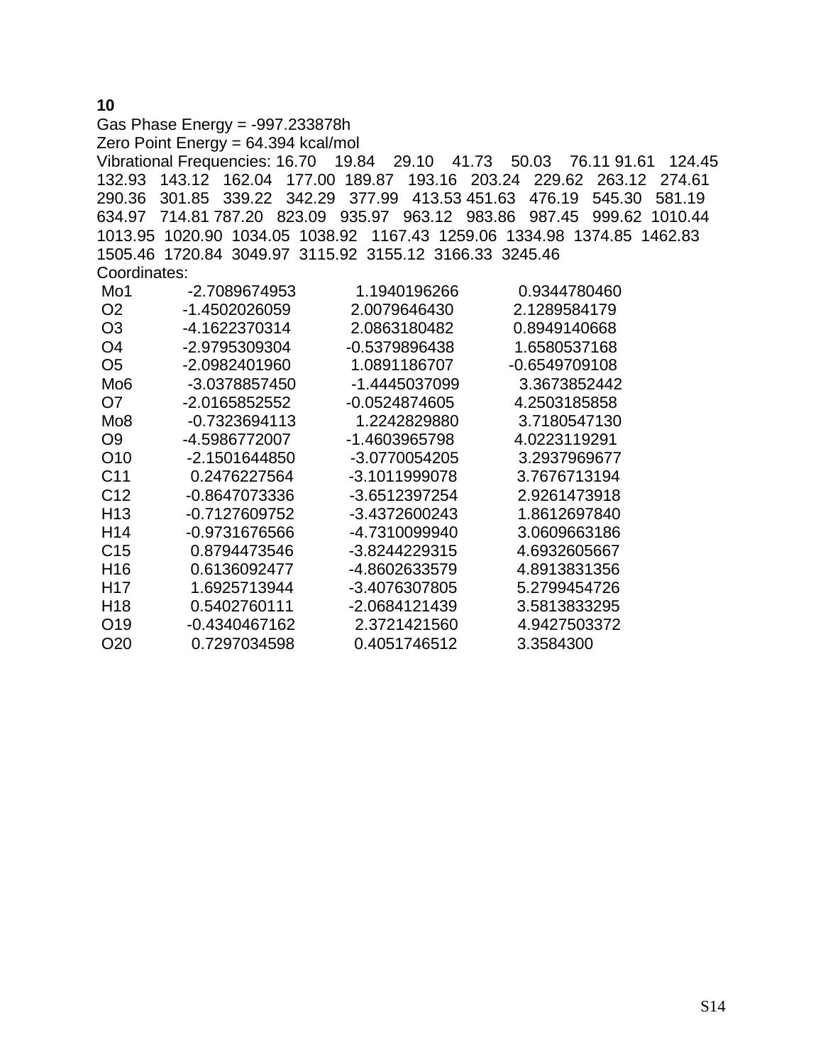**10**

Gas Phase Energy = -997.233878h
Zero Point Energy = 64.394 kcal/mol
Vibrational Frequencies: 16.70 19.84 29.10 41.73 50.03 76.11 91.61 124.45 132.93 143.12 162.04 177.00 189.87 193.16 203.24 229.62 263.12 274.61 290.36 301.85 339.22 342.29 377.99 413.53 451.63 476.19 545.30 581.19 634.97 714.81 787.20 823.09 935.97 963.12 983.86 987.45 999.62 1010.44 1013.95 1020.90 1034.05 1038.92 1167.43 1259.06 1334.98 1374.85 1462.83 1505.46 1720.84 3049.97 3115.92 3155.12 3166.33 3245.46
Coordinates:

| | | | |
|---|---|---|---|
| Mo1 | -2.7089674953 | 1.1940196266 | 0.9344780460 |
| O2 | -1.4502026059 | 2.0079646430 | 2.1289584179 |
| O3 | -4.1622370314 | 2.0863180482 | 0.8949140668 |
| O4 | -2.9795309304 | -0.5379896438 | 1.6580537168 |
| O5 | -2.0982401960 | 1.0891186707 | -0.6549709108 |
| Mo6 | -3.0378857450 | -1.4445037099 | 3.3673852442 |
| O7 | -2.0165852552 | -0.0524874605 | 4.2503185858 |
| Mo8 | -0.7323694113 | 1.2242829880 | 3.7180547130 |
| O9 | -4.5986772007 | -1.4603965798 | 4.0223119291 |
| O10 | -2.1501644850 | -3.0770054205 | 3.2937969677 |
| C11 | 0.2476227564 | -3.1011999078 | 3.7676713194 |
| C12 | -0.8647073336 | -3.6512397254 | 2.9261473918 |
| H13 | -0.7127609752 | -3.4372600243 | 1.8612697840 |
| H14 | -0.9731676566 | -4.7310099940 | 3.0609663186 |
| C15 | 0.8794473546 | -3.8244229315 | 4.6932605667 |
| H16 | 0.6136092477 | -4.8602633579 | 4.8913831356 |
| H17 | 1.6925713944 | -3.4076307805 | 5.2799454726 |
| H18 | 0.5402760111 | -2.0684121439 | 3.5813833295 |
| O19 | -0.4340467162 | 2.3721421560 | 4.9427503372 |
| O20 | 0.7297034598 | 0.4051746512 | 3.3584300 |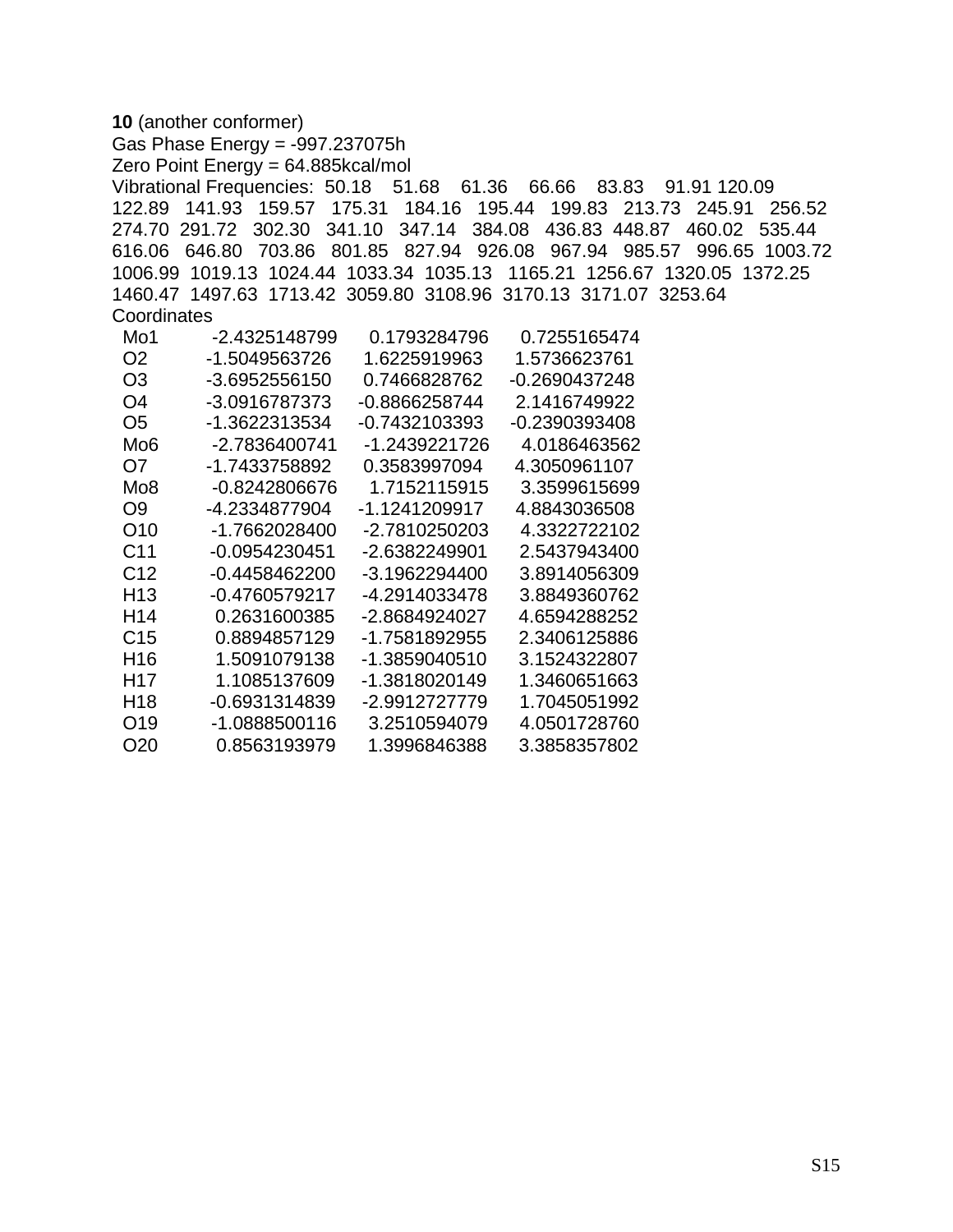**10** (another conformer)

Gas Phase Energy = -997.237075h

Zero Point Energy = 64.885kcal/mol

Vibrational Frequencies: 50.18 51.68 61.36 66.66 83.83 91.91 120.09 122.89 141.93 159.57 175.31 184.16 195.44 199.83 213.73 245.91 256.52 274.70 291.72 302.30 341.10 347.14 384.08 436.83 448.87 460.02 535.44 616.06 646.80 703.86 801.85 827.94 926.08 967.94 985.57 996.65 1003.72 1006.99 1019.13 1024.44 1033.34 1035.13 1165.21 1256.67 1320.05 1372.25 1460.47 1497.63 1713.42 3059.80 3108.96 3170.13 3171.07 3253.64

Coordinates

```
Mo1    -2.4325148799    0.1793284796    0.7255165474
O2     -1.5049563726    1.6225919963    1.5736623761
O3     -3.6952556150    0.7466828762   -0.2690437248
O4     -3.0916787373   -0.8866258744    2.1416749922
O5     -1.3622313534   -0.7432103393   -0.2390393408
Mo6    -2.7836400741   -1.2439221726    4.0186463562
O7     -1.7433758892    0.3583997094    4.3050961107
Mo8    -0.8242806676    1.7152115915    3.3599615699
O9     -4.2334877904   -1.1241209917    4.8843036508
O10    -1.7662028400   -2.7810250203    4.3322722102
C11    -0.0954230451   -2.6382249901    2.5437943400
C12    -0.4458462200   -3.1962294400    3.8914056309
H13    -0.4760579217   -4.2914033478    3.8849360762
H14     0.2631600385   -2.8684924027    4.6594288252
C15     0.8894857129   -1.7581892955    2.3406125886
H16     1.5091079138   -1.3859040510    3.1524322807
H17     1.1085137609   -1.3818020149    1.3460651663
H18    -0.6931314839   -2.9912727779    1.7045051992
O19    -1.0888500116    3.2510594079    4.0501728760
O20     0.8563193979    1.3996846388    3.3858357802
```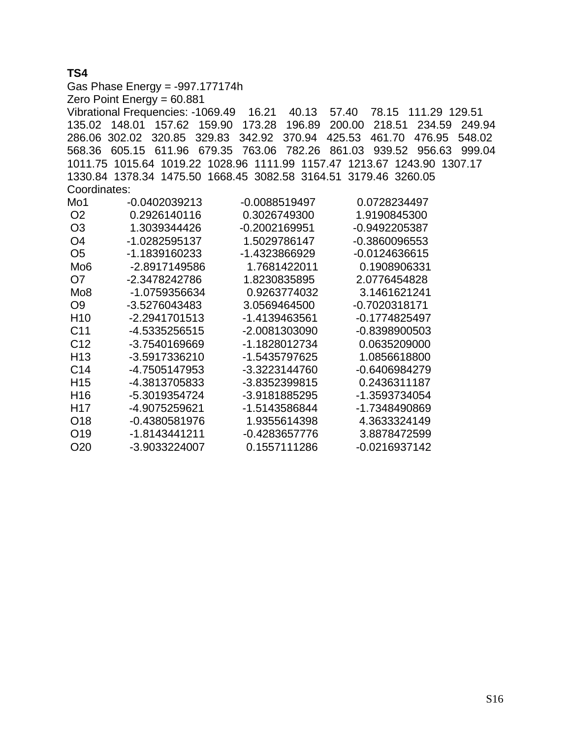**TS4**

Gas Phase Energy = -997.177174h

Zero Point Energy = 60.881

Vibrational Frequencies: -1069.49 16.21 40.13 57.40 78.15 111.29 129.51 135.02 148.01 157.62 159.90 173.28 196.89 200.00 218.51 234.59 249.94 286.06 302.02 320.85 329.83 342.92 370.94 425.53 461.70 476.95 548.02 568.36 605.15 611.96 679.35 763.06 782.26 861.03 939.52 956.63 999.04 1011.75 1015.64 1019.22 1028.96 1111.99 1157.47 1213.67 1243.90 1307.17 1330.84 1378.34 1475.50 1668.45 3082.58 3164.51 3179.46 3260.05

Coordinates:

| | | | |
|---|---|---|---|
| Mo1 | -0.0402039213 | -0.0088519497 | 0.0728234497 |
| O2 | 0.2926140116 | 0.3026749300 | 1.9190845300 |
| O3 | 1.3039344426 | -0.2002169951 | -0.9492205387 |
| O4 | -1.0282595137 | 1.5029786147 | -0.3860096553 |
| O5 | -1.1839160233 | -1.4323866929 | -0.0124636615 |
| Mo6 | -2.8917149586 | 1.7681422011 | 0.1908906331 |
| O7 | -2.3478242786 | 1.8230835895 | 2.0776454828 |
| Mo8 | -1.0759356634 | 0.9263774032 | 3.1461621241 |
| O9 | -3.5276043483 | 3.0569464500 | -0.7020318171 |
| H10 | -2.2941701513 | -1.4139463561 | -0.1774825497 |
| C11 | -4.5335256515 | -2.0081303090 | -0.8398900503 |
| C12 | -3.7540169669 | -1.1828012734 | 0.0635209000 |
| H13 | -3.5917336210 | -1.5435797625 | 1.0856618800 |
| C14 | -4.7505147953 | -3.3223144760 | -0.6406984279 |
| H15 | -4.3813705833 | -3.8352399815 | 0.2436311187 |
| H16 | -5.3019354724 | -3.9181885295 | -1.3593734054 |
| H17 | -4.9075259621 | -1.5143586844 | -1.7348490869 |
| O18 | -0.4380581976 | 1.9355614398 | 4.3633324149 |
| O19 | -1.8143441211 | -0.4283657776 | 3.8878472599 |
| O20 | -3.9033224007 | 0.1557111286 | -0.0216937142 |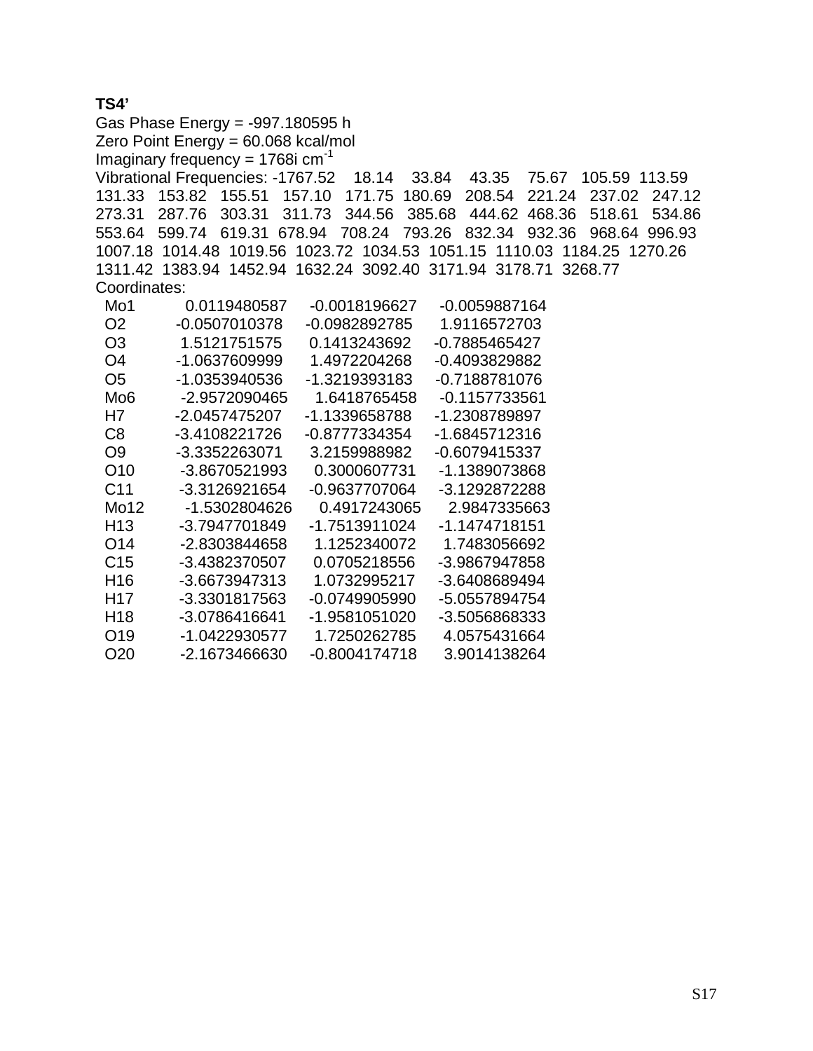**TS4’**

Gas Phase Energy = -997.180595 h

Zero Point Energy = 60.068 kcal/mol

Imaginary frequency = 1768i $cm^{-1}$

Vibrational Frequencies: -1767.52 18.14 33.84 43.35 75.67 105.59 113.59 131.33 153.82 155.51 157.10 171.75 180.69 208.54 221.24 237.02 247.12 273.31 287.76 303.31 311.73 344.56 385.68 444.62 468.36 518.61 534.86 553.64 599.74 619.31 678.94 708.24 793.26 832.34 932.36 968.64 996.93 1007.18 1014.48 1019.56 1023.72 1034.53 1051.15 1110.03 1184.25 1270.26 1311.42 1383.94 1452.94 1632.24 3092.40 3171.94 3178.71 3268.77

Coordinates:

| Atom | X | Y | Z |
|---|---|---|---|
| Mo1 | 0.0119480587 | -0.0018196627 | -0.0059887164 |
| O2 | -0.0507010378 | -0.0982892785 | 1.9116572703 |
| O3 | 1.5121751575 | 0.1413243692 | -0.7885465427 |
| O4 | -1.0637609999 | 1.4972204268 | -0.4093829882 |
| O5 | -1.0353940536 | -1.3219393183 | -0.7188781076 |
| Mo6 | -2.9572090465 | 1.6418765458 | -0.1157733561 |
| H7 | -2.0457475207 | -1.1339658788 | -1.2308789897 |
| C8 | -3.4108221726 | -0.8777334354 | -1.6845712316 |
| O9 | -3.3352263071 | 3.2159988982 | -0.6079415337 |
| O10 | -3.8670521993 | 0.3000607731 | -1.1389073868 |
| C11 | -3.3126921654 | -0.9637707064 | -3.1292872288 |
| Mo12 | -1.5302804626 | 0.4917243065 | 2.9847335663 |
| H13 | -3.7947701849 | -1.7513911024 | -1.1474718151 |
| O14 | -2.8303844658 | 1.1252340072 | 1.7483056692 |
| C15 | -3.4382370507 | 0.0705218556 | -3.9867947858 |
| H16 | -3.6673947313 | 1.0732995217 | -3.6408689494 |
| H17 | -3.3301817563 | -0.0749905990 | -5.0557894754 |
| H18 | -3.0786416641 | -1.9581051020 | -3.5056868333 |
| O19 | -1.0422930577 | 1.7250262785 | 4.0575431664 |
| O20 | -2.1673466630 | -0.8004174718 | 3.9014138264 |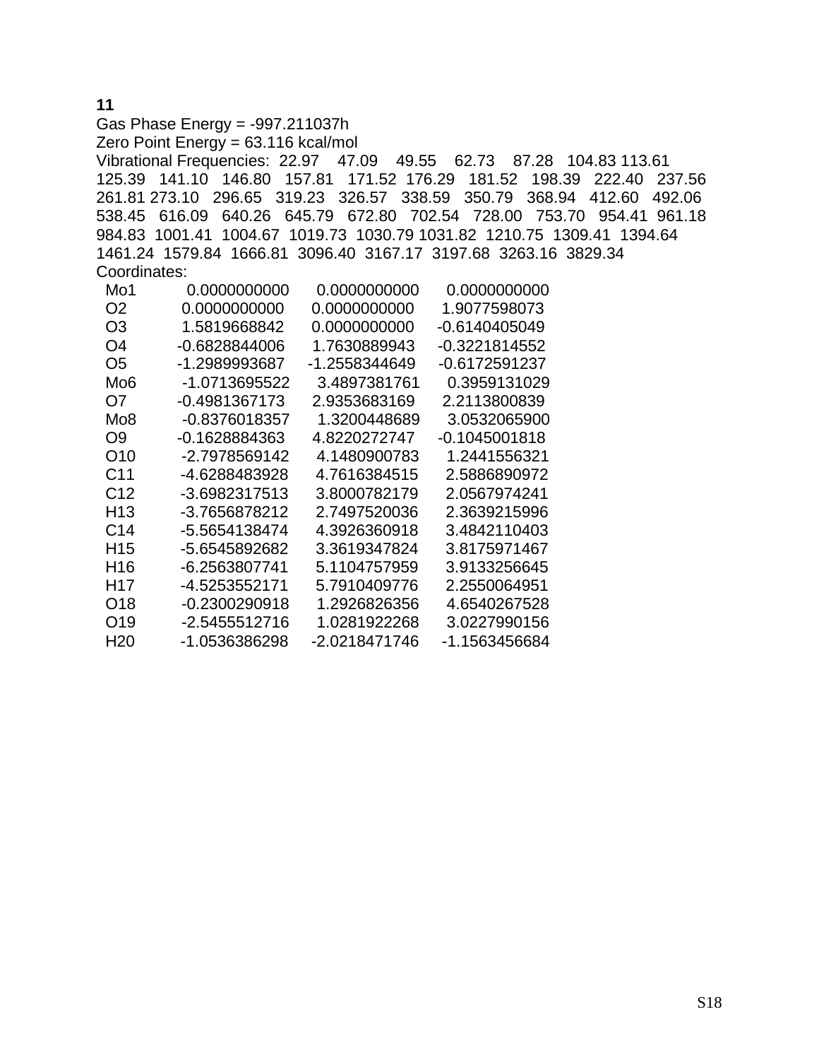**11**

Gas Phase Energy = -997.211037h

Zero Point Energy = 63.116 kcal/mol

Vibrational Frequencies: 22.97 47.09 49.55 62.73 87.28 104.83 113.61 125.39 141.10 146.80 157.81 171.52 176.29 181.52 198.39 222.40 237.56 261.81 273.10 296.65 319.23 326.57 338.59 350.79 368.94 412.60 492.06 538.45 616.09 640.26 645.79 672.80 702.54 728.00 753.70 954.41 961.18 984.83 1001.41 1004.67 1019.73 1030.79 1031.82 1210.75 1309.41 1394.64 1461.24 1579.84 1666.81 3096.40 3167.17 3197.68 3263.16 3829.34

Coordinates:

| Atom | x | y | z |
|---|---|---|---|
| Mo1 | 0.0000000000 | 0.0000000000 | 0.0000000000 |
| O2 | 0.0000000000 | 0.0000000000 | 1.9077598073 |
| O3 | 1.5819668842 | 0.0000000000 | -0.6140405049 |
| O4 | -0.6828844006 | 1.7630889943 | -0.3221814552 |
| O5 | -1.2989993687 | -1.2558344649 | -0.6172591237 |
| Mo6 | -1.0713695522 | 3.4897381761 | 0.3959131029 |
| O7 | -0.4981367173 | 2.9353683169 | 2.2113800839 |
| Mo8 | -0.8376018357 | 1.3200448689 | 3.0532065900 |
| O9 | -0.1628884363 | 4.8220272747 | -0.1045001818 |
| O10 | -2.7978569142 | 4.1480900783 | 1.2441556321 |
| C11 | -4.6288483928 | 4.7616384515 | 2.5886890972 |
| C12 | -3.6982317513 | 3.8000782179 | 2.0567974241 |
| H13 | -3.7656878212 | 2.7497520036 | 2.3639215996 |
| C14 | -5.5654138474 | 4.3926360918 | 3.4842110403 |
| H15 | -5.6545892682 | 3.3619347824 | 3.8175971467 |
| H16 | -6.2563807741 | 5.1104757959 | 3.9133256645 |
| H17 | -4.5253552171 | 5.7910409776 | 2.2550064951 |
| O18 | -0.2300290918 | 1.2926826356 | 4.6540267528 |
| O19 | -2.5455512716 | 1.0281922268 | 3.0227990156 |
| H20 | -1.0536386298 | -2.0218471746 | -1.1563456684 |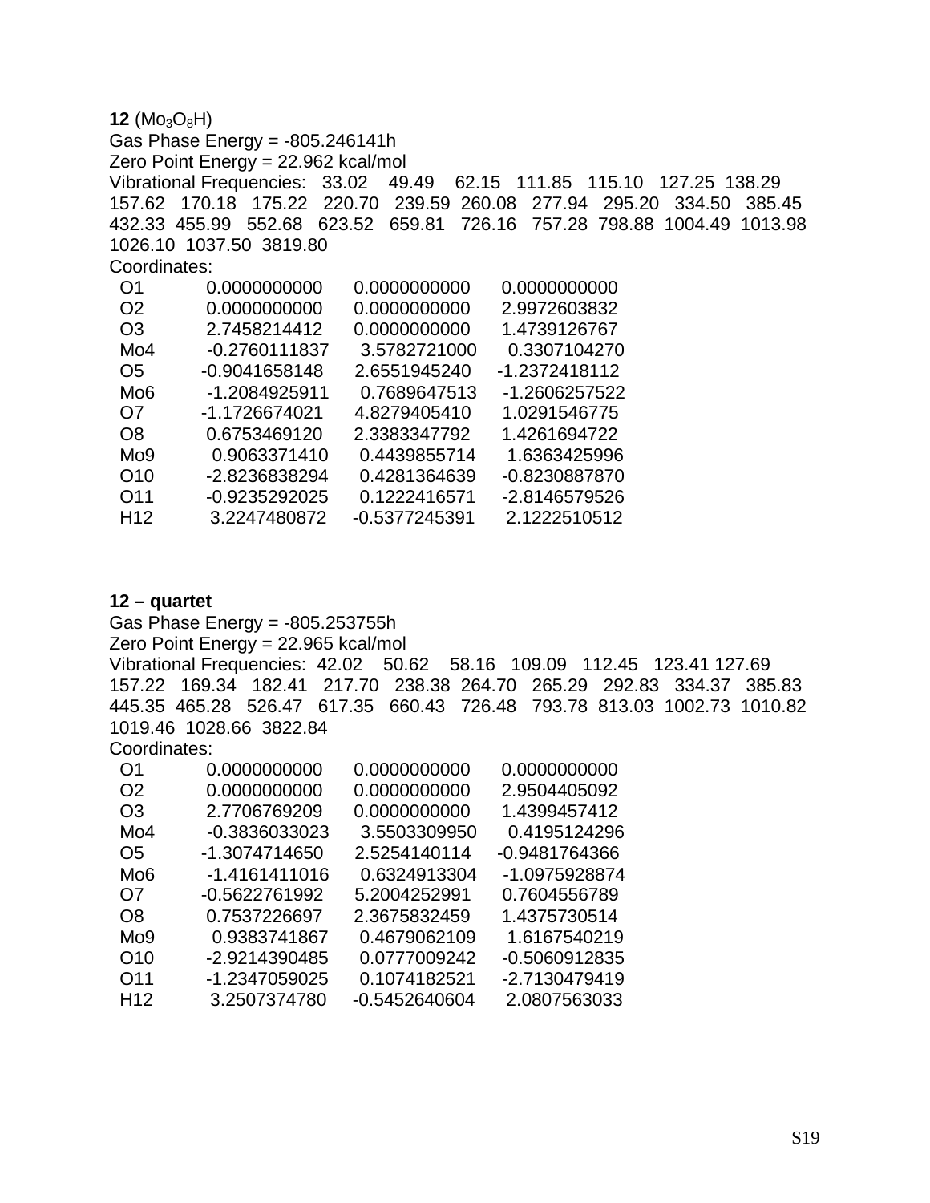**12** ($Mo_3O_8H$)
Gas Phase Energy = -805.246141h
Zero Point Energy = 22.962 kcal/mol
Vibrational Frequencies: 33.02 49.49 62.15 111.85 115.10 127.25 138.29 157.62 170.18 175.22 220.70 239.59 260.08 277.94 295.20 334.50 385.45 432.33 455.99 552.68 623.52 659.81 726.16 757.28 798.88 1004.49 1013.98 1026.10 1037.50 3819.80
Coordinates:

| | | | |
|---|---|---|---|
| O1 | 0.0000000000 | 0.0000000000 | 0.0000000000 |
| O2 | 0.0000000000 | 0.0000000000 | 2.9972603832 |
| O3 | 2.7458214412 | 0.0000000000 | 1.4739126767 |
| Mo4 | -0.2760111837 | 3.5782721000 | 0.3307104270 |
| O5 | -0.9041658148 | 2.6551945240 | -1.2372418112 |
| Mo6 | -1.2084925911 | 0.7689647513 | -1.2606257522 |
| O7 | -1.1726674021 | 4.8279405410 | 1.0291546775 |
| O8 | 0.6753469120 | 2.3383347792 | 1.4261694722 |
| Mo9 | 0.9063371410 | 0.4439855714 | 1.6363425996 |
| O10 | -2.8236838294 | 0.4281364639 | -0.8230887870 |
| O11 | -0.9235292025 | 0.1222416571 | -2.8146579526 |
| H12 | 3.2247480872 | -0.5377245391 | 2.1222510512 |

**12 – quartet**
Gas Phase Energy = -805.253755h
Zero Point Energy = 22.965 kcal/mol
Vibrational Frequencies: 42.02 50.62 58.16 109.09 112.45 123.41 127.69 157.22 169.34 182.41 217.70 238.38 264.70 265.29 292.83 334.37 385.83 445.35 465.28 526.47 617.35 660.43 726.48 793.78 813.03 1002.73 1010.82 1019.46 1028.66 3822.84
Coordinates:

| | | | |
|---|---|---|---|
| O1 | 0.0000000000 | 0.0000000000 | 0.0000000000 |
| O2 | 0.0000000000 | 0.0000000000 | 2.9504405092 |
| O3 | 2.7706769209 | 0.0000000000 | 1.4399457412 |
| Mo4 | -0.3836033023 | 3.5503309950 | 0.4195124296 |
| O5 | -1.3074714650 | 2.5254140114 | -0.9481764366 |
| Mo6 | -1.4161411016 | 0.6324913304 | -1.0975928874 |
| O7 | -0.5622761992 | 5.2004252991 | 0.7604556789 |
| O8 | 0.7537226697 | 2.3675832459 | 1.4375730514 |
| Mo9 | 0.9383741867 | 0.4679062109 | 1.6167540219 |
| O10 | -2.9214390485 | 0.0777009242 | -0.5060912835 |
| O11 | -1.2347059025 | 0.1074182521 | -2.7130479419 |
| H12 | 3.2507374780 | -0.5452640604 | 2.0807563033 |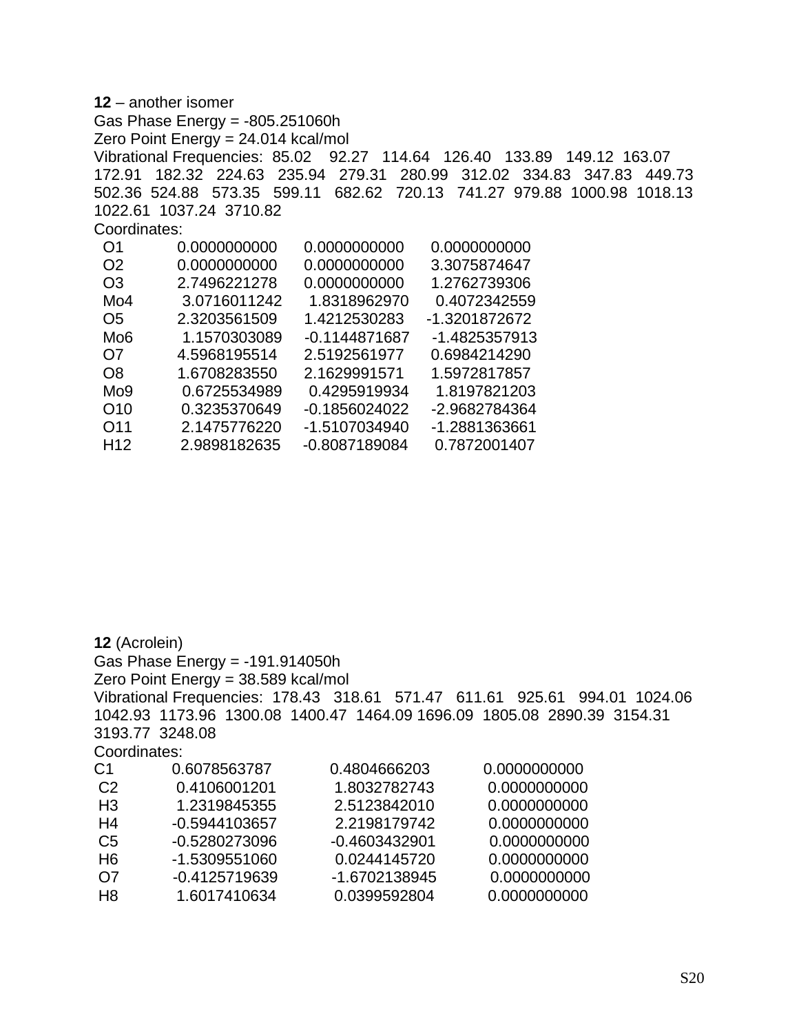**12** – another isomer

Gas Phase Energy = -805.251060h

Zero Point Energy = 24.014 kcal/mol

Vibrational Frequencies: 85.02 92.27 114.64 126.40 133.89 149.12 163.07 172.91 182.32 224.63 235.94 279.31 280.99 312.02 334.83 347.83 449.73 502.36 524.88 573.35 599.11 682.62 720.13 741.27 979.88 1000.98 1018.13 1022.61 1037.24 3710.82

Coordinates:

| | | | |
|---|---|---|---|
| O1 | 0.0000000000 | 0.0000000000 | 0.0000000000 |
| O2 | 0.0000000000 | 0.0000000000 | 3.3075874647 |
| O3 | 2.7496221278 | 0.0000000000 | 1.2762739306 |
| Mo4 | 3.0716011242 | 1.8318962970 | 0.4072342559 |
| O5 | 2.3203561509 | 1.4212530283 | -1.3201872672 |
| Mo6 | 1.1570303089 | -0.1144871687 | -1.4825357913 |
| O7 | 4.5968195514 | 2.5192561977 | 0.6984214290 |
| O8 | 1.6708283550 | 2.1629991571 | 1.5972817857 |
| Mo9 | 0.6725534989 | 0.4295919934 | 1.8197821203 |
| O10 | 0.3235370649 | -0.1856024022 | -2.9682784364 |
| O11 | 2.1475776220 | -1.5107034940 | -1.2881363661 |
| H12 | 2.9898182635 | -0.8087189084 | 0.7872001407 |

**12** (Acrolein)

Gas Phase Energy = -191.914050h

Zero Point Energy = 38.589 kcal/mol

Vibrational Frequencies: 178.43 318.61 571.47 611.61 925.61 994.01 1024.06 1042.93 1173.96 1300.08 1400.47 1464.09 1696.09 1805.08 2890.39 3154.31 3193.77 3248.08

Coordinates:

| | | | |
|---|---|---|---|
| C1 | 0.6078563787 | 0.4804666203 | 0.0000000000 |
| C2 | 0.4106001201 | 1.8032782743 | 0.0000000000 |
| H3 | 1.2319845355 | 2.5123842010 | 0.0000000000 |
| H4 | -0.5944103657 | 2.2198179742 | 0.0000000000 |
| C5 | -0.5280273096 | -0.4603432901 | 0.0000000000 |
| H6 | -1.5309551060 | 0.0244145720 | 0.0000000000 |
| O7 | -0.4125719639 | -1.6702138945 | 0.0000000000 |
| H8 | 1.6017410634 | 0.0399592804 | 0.0000000000 |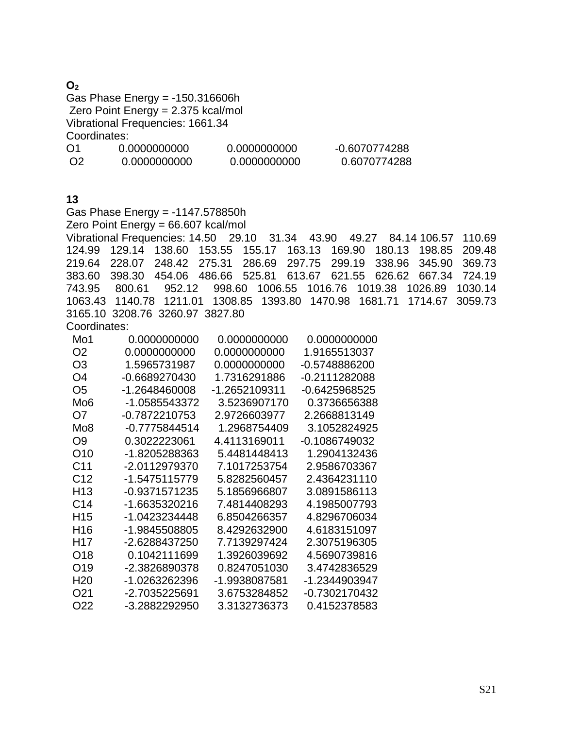**$O_2$**

Gas Phase Energy = -150.316606h

Zero Point Energy = 2.375 kcal/mol

Vibrational Frequencies: 1661.34

Coordinates:

| | | | |
|---|---|---|---|
| O1 | 0.0000000000 | 0.0000000000 | -0.6070774288 |
| O2 | 0.0000000000 | 0.0000000000 | 0.6070774288 |

**13**

Gas Phase Energy = -1147.578850h

Zero Point Energy = 66.607 kcal/mol

Vibrational Frequencies: 14.50 29.10 31.34 43.90 49.27 84.14 106.57 110.69 124.99 129.14 138.60 153.55 155.17 163.13 169.90 180.13 198.85 209.48 219.64 228.07 248.42 275.31 286.69 297.75 299.19 338.96 345.90 369.73 383.60 398.30 454.06 486.66 525.81 613.67 621.55 626.62 667.34 724.19 743.95 800.61 952.12 998.60 1006.55 1016.76 1019.38 1026.89 1030.14 1063.43 1140.78 1211.01 1308.85 1393.80 1470.98 1681.71 1714.67 3059.73 3165.10 3208.76 3260.97 3827.80

Coordinates:

| | | | |
|---|---|---|---|
| Mo1 | 0.0000000000 | 0.0000000000 | 0.0000000000 |
| O2 | 0.0000000000 | 0.0000000000 | 1.9165513037 |
| O3 | 1.5965731987 | 0.0000000000 | -0.5748886200 |
| O4 | -0.6689270430 | 1.7316291886 | -0.2111282088 |
| O5 | -1.2648460008 | -1.2652109311 | -0.6425968525 |
| Mo6 | -1.0585543372 | 3.5236907170 | 0.3736656388 |
| O7 | -0.7872210753 | 2.9726603977 | 2.2668813149 |
| Mo8 | -0.7775844514 | 1.2968754409 | 3.1052824925 |
| O9 | 0.3022223061 | 4.4113169011 | -0.1086749032 |
| O10 | -1.8205288363 | 5.4481448413 | 1.2904132436 |
| C11 | -2.0112979370 | 7.1017253754 | 2.9586703367 |
| C12 | -1.5475115779 | 5.8282560457 | 2.4364231110 |
| H13 | -0.9371571235 | 5.1856966807 | 3.0891586113 |
| C14 | -1.6635320216 | 7.4814408293 | 4.1985007793 |
| H15 | -1.0423234448 | 6.8504266357 | 4.8296706034 |
| H16 | -1.9845508805 | 8.4292632900 | 4.6183151097 |
| H17 | -2.6288437250 | 7.7139297424 | 2.3075196305 |
| O18 | 0.1042111699 | 1.3926039692 | 4.5690739816 |
| O19 | -2.3826890378 | 0.8247051030 | 3.4742836529 |
| H20 | -1.0263262396 | -1.9938087581 | -1.2344903947 |
| O21 | -2.7035225691 | 3.6753284852 | -0.7302170432 |
| O22 | -3.2882292950 | 3.3132736373 | 0.4152378583 |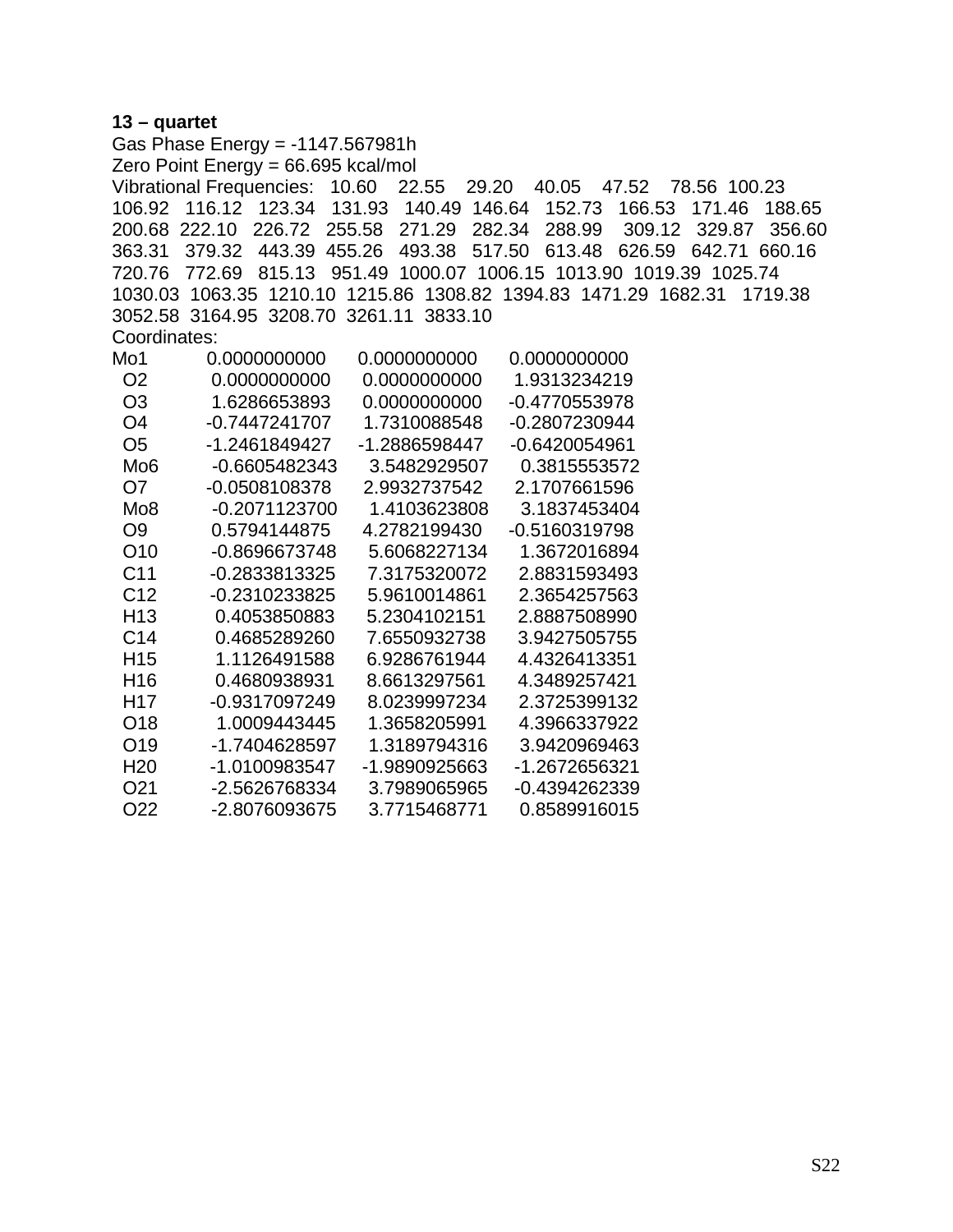**13 – quartet**

Gas Phase Energy = -1147.567981h

Zero Point Energy = 66.695 kcal/mol

Vibrational Frequencies: 10.60 22.55 29.20 40.05 47.52 78.56 100.23 106.92 116.12 123.34 131.93 140.49 146.64 152.73 166.53 171.46 188.65 200.68 222.10 226.72 255.58 271.29 282.34 288.99 309.12 329.87 356.60 363.31 379.32 443.39 455.26 493.38 517.50 613.48 626.59 642.71 660.16 720.76 772.69 815.13 951.49 1000.07 1006.15 1013.90 1019.39 1025.74 1030.03 1063.35 1210.10 1215.86 1308.82 1394.83 1471.29 1682.31 1719.38 3052.58 3164.95 3208.70 3261.11 3833.10

Coordinates:

| | | | |
|---|---|---|---|
| Mo1 | 0.0000000000 | 0.0000000000 | 0.0000000000 |
| O2 | 0.0000000000 | 0.0000000000 | 1.9313234219 |
| O3 | 1.6286653893 | 0.0000000000 | -0.4770553978 |
| O4 | -0.7447241707 | 1.7310088548 | -0.2807230944 |
| O5 | -1.2461849427 | -1.2886598447 | -0.6420054961 |
| Mo6 | -0.6605482343 | 3.5482929507 | 0.3815553572 |
| O7 | -0.0508108378 | 2.9932737542 | 2.1707661596 |
| Mo8 | -0.2071123700 | 1.4103623808 | 3.1837453404 |
| O9 | 0.5794144875 | 4.2782199430 | -0.5160319798 |
| O10 | -0.8696673748 | 5.6068227134 | 1.3672016894 |
| C11 | -0.2833813325 | 7.3175320072 | 2.8831593493 |
| C12 | -0.2310233825 | 5.9610014861 | 2.3654257563 |
| H13 | 0.4053850883 | 5.2304102151 | 2.8887508990 |
| C14 | 0.4685289260 | 7.6550932738 | 3.9427505755 |
| H15 | 1.1126491588 | 6.9286761944 | 4.4326413351 |
| H16 | 0.4680938931 | 8.6613297561 | 4.3489257421 |
| H17 | -0.9317097249 | 8.0239997234 | 2.3725399132 |
| O18 | 1.0009443445 | 1.3658205991 | 4.3966337922 |
| O19 | -1.7404628597 | 1.3189794316 | 3.9420969463 |
| H20 | -1.0100983547 | -1.9890925663 | -1.2672656321 |
| O21 | -2.5626768334 | 3.7989065965 | -0.4394262339 |
| O22 | -2.8076093675 | 3.7715468771 | 0.8589916015 |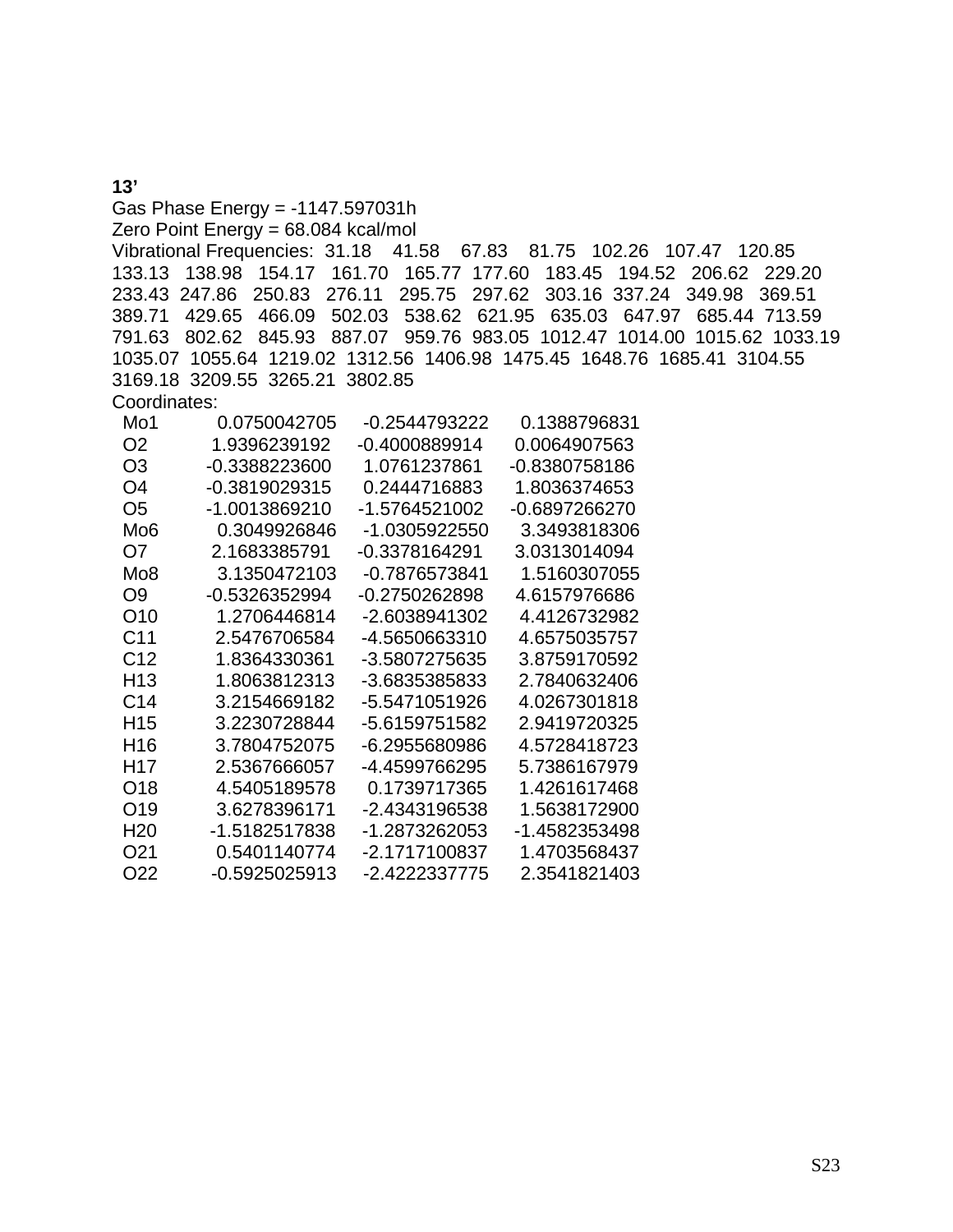**13’**

Gas Phase Energy = -1147.597031h

Zero Point Energy = 68.084 kcal/mol

Vibrational Frequencies: 31.18 41.58 67.83 81.75 102.26 107.47 120.85 133.13 138.98 154.17 161.70 165.77 177.60 183.45 194.52 206.62 229.20 233.43 247.86 250.83 276.11 295.75 297.62 303.16 337.24 349.98 369.51 389.71 429.65 466.09 502.03 538.62 621.95 635.03 647.97 685.44 713.59 791.63 802.62 845.93 887.07 959.76 983.05 1012.47 1014.00 1015.62 1033.19 1035.07 1055.64 1219.02 1312.56 1406.98 1475.45 1648.76 1685.41 3104.55 3169.18 3209.55 3265.21 3802.85

Coordinates:

| Atom | X | Y | Z |
|---|---|---|---|
| Mo1 | 0.0750042705 | -0.2544793222 | 0.1388796831 |
| O2 | 1.9396239192 | -0.4000889914 | 0.0064907563 |
| O3 | -0.3388223600 | 1.0761237861 | -0.8380758186 |
| O4 | -0.3819029315 | 0.2444716883 | 1.8036374653 |
| O5 | -1.0013869210 | -1.5764521002 | -0.6897266270 |
| Mo6 | 0.3049926846 | -1.0305922550 | 3.3493818306 |
| O7 | 2.1683385791 | -0.3378164291 | 3.0313014094 |
| Mo8 | 3.1350472103 | -0.7876573841 | 1.5160307055 |
| O9 | -0.5326352994 | -0.2750262898 | 4.6157976686 |
| O10 | 1.2706446814 | -2.6038941302 | 4.4126732982 |
| C11 | 2.5476706584 | -4.5650663310 | 4.6575035757 |
| C12 | 1.8364330361 | -3.5807275635 | 3.8759170592 |
| H13 | 1.8063812313 | -3.6835385833 | 2.7840632406 |
| C14 | 3.2154669182 | -5.5471051926 | 4.0267301818 |
| H15 | 3.2230728844 | -5.6159751582 | 2.9419720325 |
| H16 | 3.7804752075 | -6.2955680986 | 4.5728418723 |
| H17 | 2.5367666057 | -4.4599766295 | 5.7386167979 |
| O18 | 4.5405189578 | 0.1739717365 | 1.4261617468 |
| O19 | 3.6278396171 | -2.4343196538 | 1.5638172900 |
| H20 | -1.5182517838 | -1.2873262053 | -1.4582353498 |
| O21 | 0.5401140774 | -2.1717100837 | 1.4703568437 |
| O22 | -0.5925025913 | -2.4222337775 | 2.3541821403 |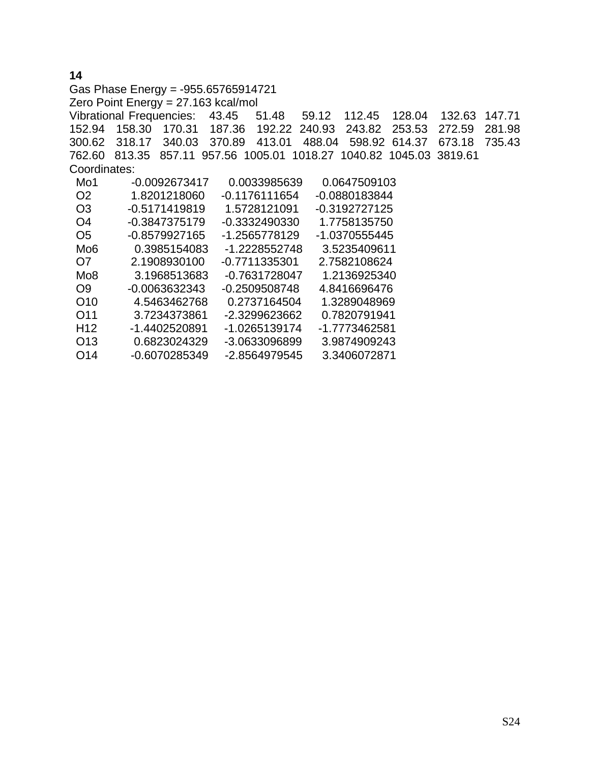**14**

Gas Phase Energy = -955.65765914721

Zero Point Energy = 27.163 kcal/mol

Vibrational Frequencies: 43.45 51.48 59.12 112.45 128.04 132.63 147.71 152.94 158.30 170.31 187.36 192.22 240.93 243.82 253.53 272.59 281.98 300.62 318.17 340.03 370.89 413.01 488.04 598.92 614.37 673.18 735.43 762.60 813.35 857.11 957.56 1005.01 1018.27 1040.82 1045.03 3819.61

Coordinates:

| | | | |
|---|---|---|---|
| Mo1 | -0.0092673417 | 0.0033985639 | 0.0647509103 |
| O2 | 1.8201218060 | -0.1176111654 | -0.0880183844 |
| O3 | -0.5171419819 | 1.5728121091 | -0.3192727125 |
| O4 | -0.3847375179 | -0.3332490330 | 1.7758135750 |
| O5 | -0.8579927165 | -1.2565778129 | -1.0370555445 |
| Mo6 | 0.3985154083 | -1.2228552748 | 3.5235409611 |
| O7 | 2.1908930100 | -0.7711335301 | 2.7582108624 |
| Mo8 | 3.1968513683 | -0.7631728047 | 1.2136925340 |
| O9 | -0.0063632343 | -0.2509508748 | 4.8416696476 |
| O10 | 4.5463462768 | 0.2737164504 | 1.3289048969 |
| O11 | 3.7234373861 | -2.3299623662 | 0.7820791941 |
| H12 | -1.4402520891 | -1.0265139174 | -1.7773462581 |
| O13 | 0.6823024329 | -3.0633096899 | 3.9874909243 |
| O14 | -0.6070285349 | -2.8564979545 | 3.3406072871 |